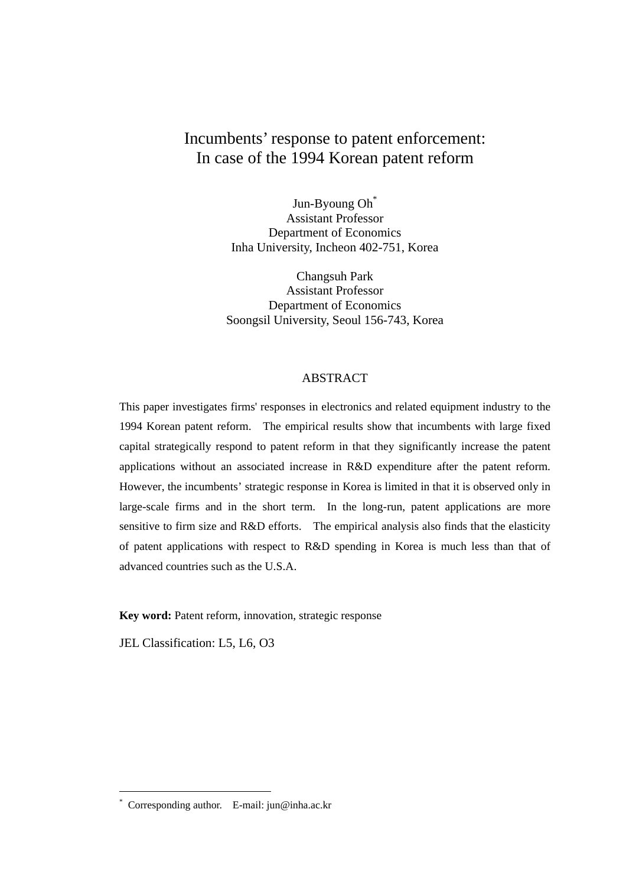# Incumbents' response to patent enforcement: In case of the 1994 Korean patent reform

Jun-Byoung Oh[*]  
Assistant Professor  
Department of Economics  
Inha University, Incheon 402-751, Korea

Changsuh Park  
Assistant Professor  
Department of Economics  
Soongsil University, Seoul 156-743, Korea

## ABSTRACT

This paper investigates firms' responses in electronics and related equipment industry to the 1994 Korean patent reform. The empirical results show that incumbents with large fixed capital strategically respond to patent reform in that they significantly increase the patent applications without an associated increase in R&D expenditure after the patent reform. However, the incumbents' strategic response in Korea is limited in that it is observed only in large-scale firms and in the short term. In the long-run, patent applications are more sensitive to firm size and R&D efforts. The empirical analysis also finds that the elasticity of patent applications with respect to R&D spending in Korea is much less than that of advanced countries such as the U.S.A.

**Key word:** Patent reform, innovation, strategic response

JEL Classification: L5, L6, O3

---

[*] Corresponding author. E-mail: jun@inha.ac.kr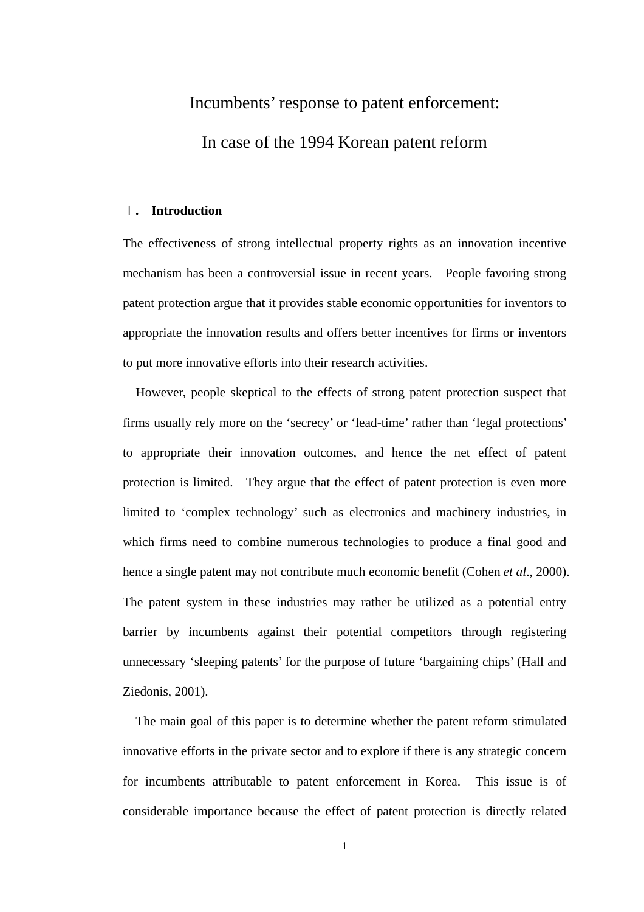# Incumbents' response to patent enforcement:

# In case of the 1994 Korean patent reform

## Ⅰ. Introduction

The effectiveness of strong intellectual property rights as an innovation incentive mechanism has been a controversial issue in recent years. People favoring strong patent protection argue that it provides stable economic opportunities for inventors to appropriate the innovation results and offers better incentives for firms or inventors to put more innovative efforts into their research activities.

However, people skeptical to the effects of strong patent protection suspect that firms usually rely more on the 'secrecy' or 'lead-time' rather than 'legal protections' to appropriate their innovation outcomes, and hence the net effect of patent protection is limited. They argue that the effect of patent protection is even more limited to 'complex technology' such as electronics and machinery industries, in which firms need to combine numerous technologies to produce a final good and hence a single patent may not contribute much economic benefit (Cohen *et al*., 2000). The patent system in these industries may rather be utilized as a potential entry barrier by incumbents against their potential competitors through registering unnecessary 'sleeping patents' for the purpose of future 'bargaining chips' (Hall and Ziedonis, 2001).

The main goal of this paper is to determine whether the patent reform stimulated innovative efforts in the private sector and to explore if there is any strategic concern for incumbents attributable to patent enforcement in Korea. This issue is of considerable importance because the effect of patent protection is directly related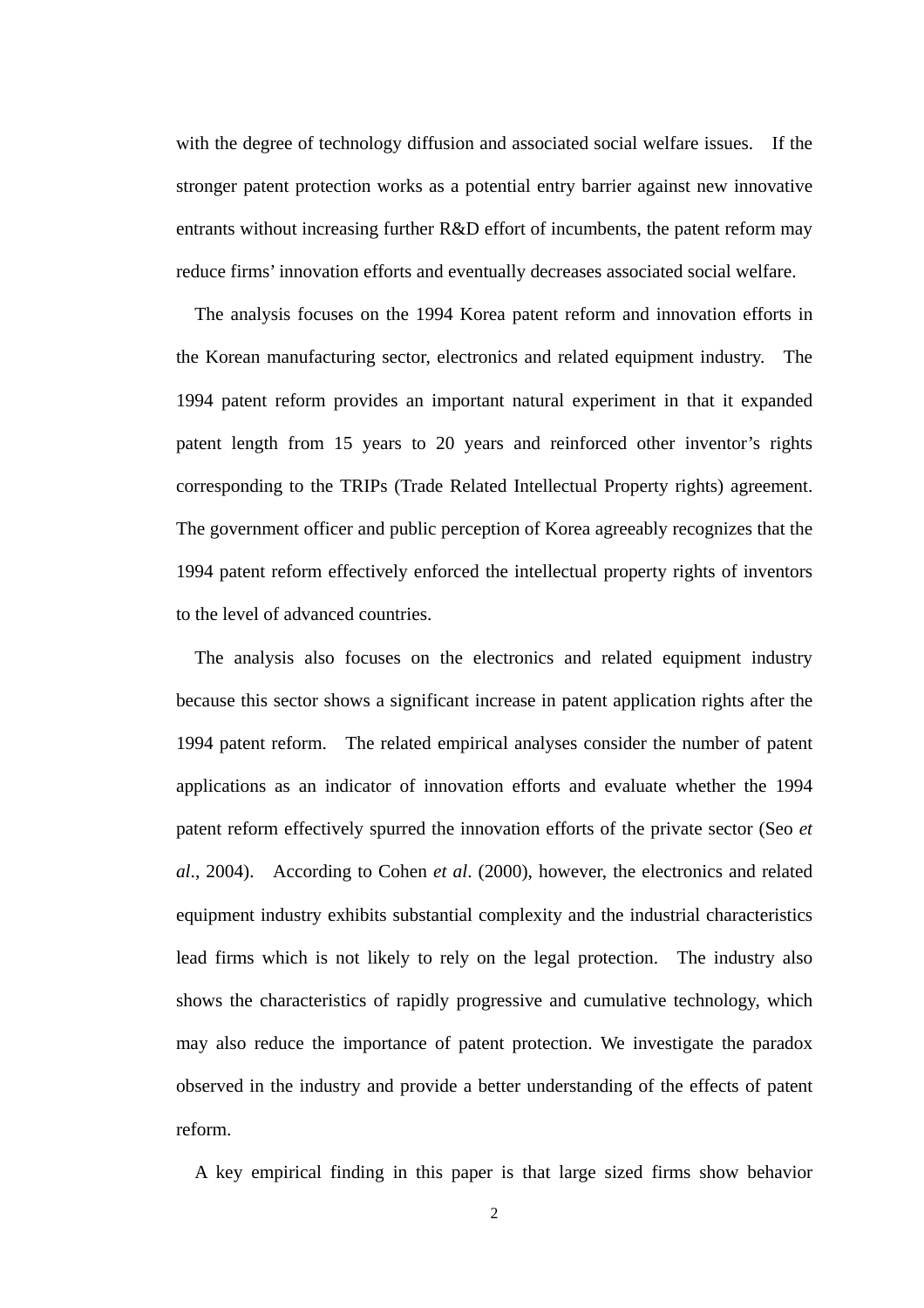with the degree of technology diffusion and associated social welfare issues. If the stronger patent protection works as a potential entry barrier against new innovative entrants without increasing further R&D effort of incumbents, the patent reform may reduce firms' innovation efforts and eventually decreases associated social welfare.

The analysis focuses on the 1994 Korea patent reform and innovation efforts in the Korean manufacturing sector, electronics and related equipment industry. The 1994 patent reform provides an important natural experiment in that it expanded patent length from 15 years to 20 years and reinforced other inventor's rights corresponding to the TRIPs (Trade Related Intellectual Property rights) agreement. The government officer and public perception of Korea agreeably recognizes that the 1994 patent reform effectively enforced the intellectual property rights of inventors to the level of advanced countries.

The analysis also focuses on the electronics and related equipment industry because this sector shows a significant increase in patent application rights after the 1994 patent reform. The related empirical analyses consider the number of patent applications as an indicator of innovation efforts and evaluate whether the 1994 patent reform effectively spurred the innovation efforts of the private sector (Seo *et al*., 2004). According to Cohen *et al*. (2000), however, the electronics and related equipment industry exhibits substantial complexity and the industrial characteristics lead firms which is not likely to rely on the legal protection. The industry also shows the characteristics of rapidly progressive and cumulative technology, which may also reduce the importance of patent protection. We investigate the paradox observed in the industry and provide a better understanding of the effects of patent reform.

A key empirical finding in this paper is that large sized firms show behavior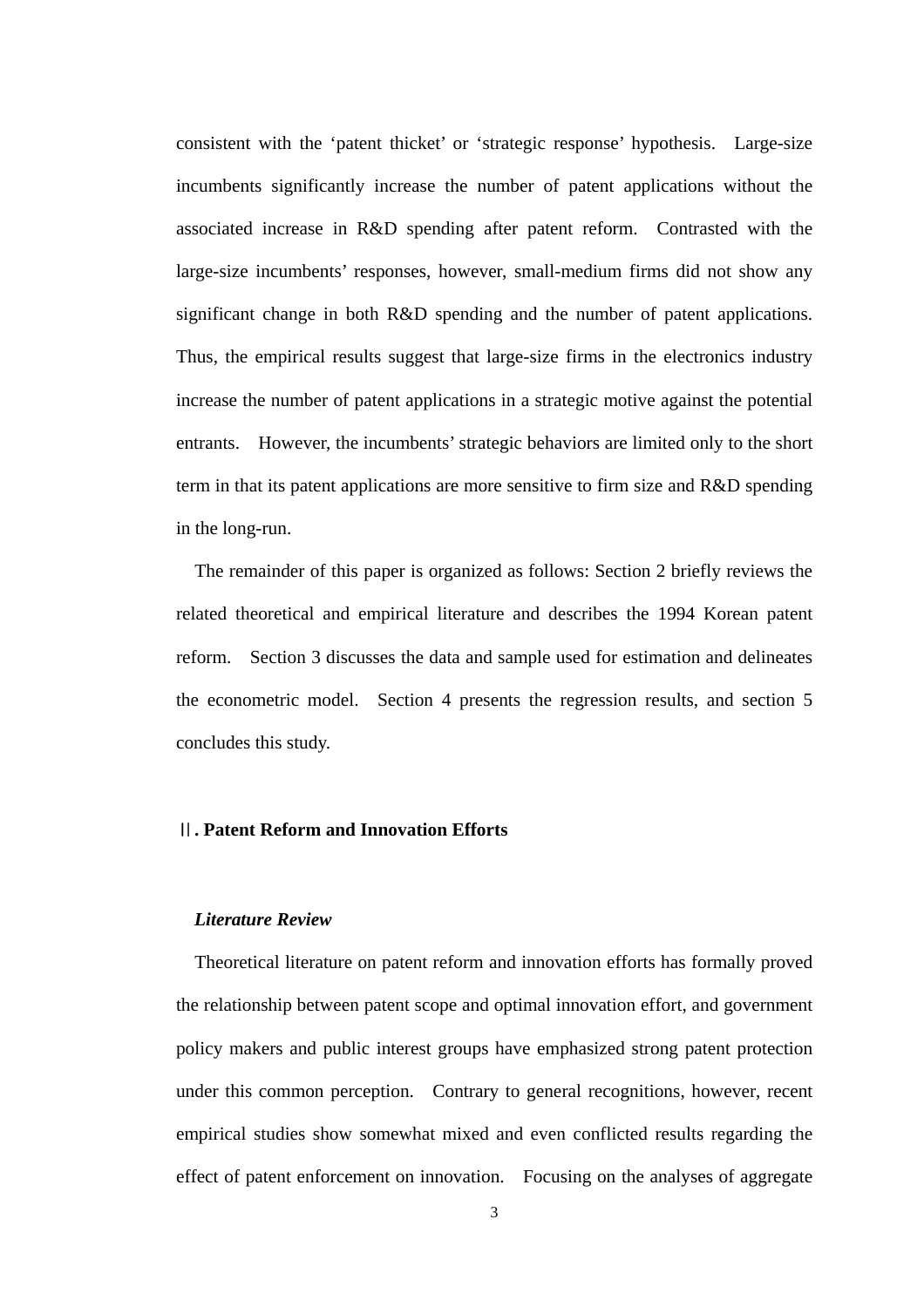consistent with the ‘patent thicket’ or ‘strategic response’ hypothesis. Large-size incumbents significantly increase the number of patent applications without the associated increase in R&D spending after patent reform. Contrasted with the large-size incumbents’ responses, however, small-medium firms did not show any significant change in both R&D spending and the number of patent applications. Thus, the empirical results suggest that large-size firms in the electronics industry increase the number of patent applications in a strategic motive against the potential entrants. However, the incumbents’ strategic behaviors are limited only to the short term in that its patent applications are more sensitive to firm size and R&D spending in the long-run.

The remainder of this paper is organized as follows: Section 2 briefly reviews the related theoretical and empirical literature and describes the 1994 Korean patent reform. Section 3 discusses the data and sample used for estimation and delineates the econometric model. Section 4 presents the regression results, and section 5 concludes this study.

## Ⅱ. Patent Reform and Innovation Efforts

### *Literature Review*

Theoretical literature on patent reform and innovation efforts has formally proved the relationship between patent scope and optimal innovation effort, and government policy makers and public interest groups have emphasized strong patent protection under this common perception. Contrary to general recognitions, however, recent empirical studies show somewhat mixed and even conflicted results regarding the effect of patent enforcement on innovation. Focusing on the analyses of aggregate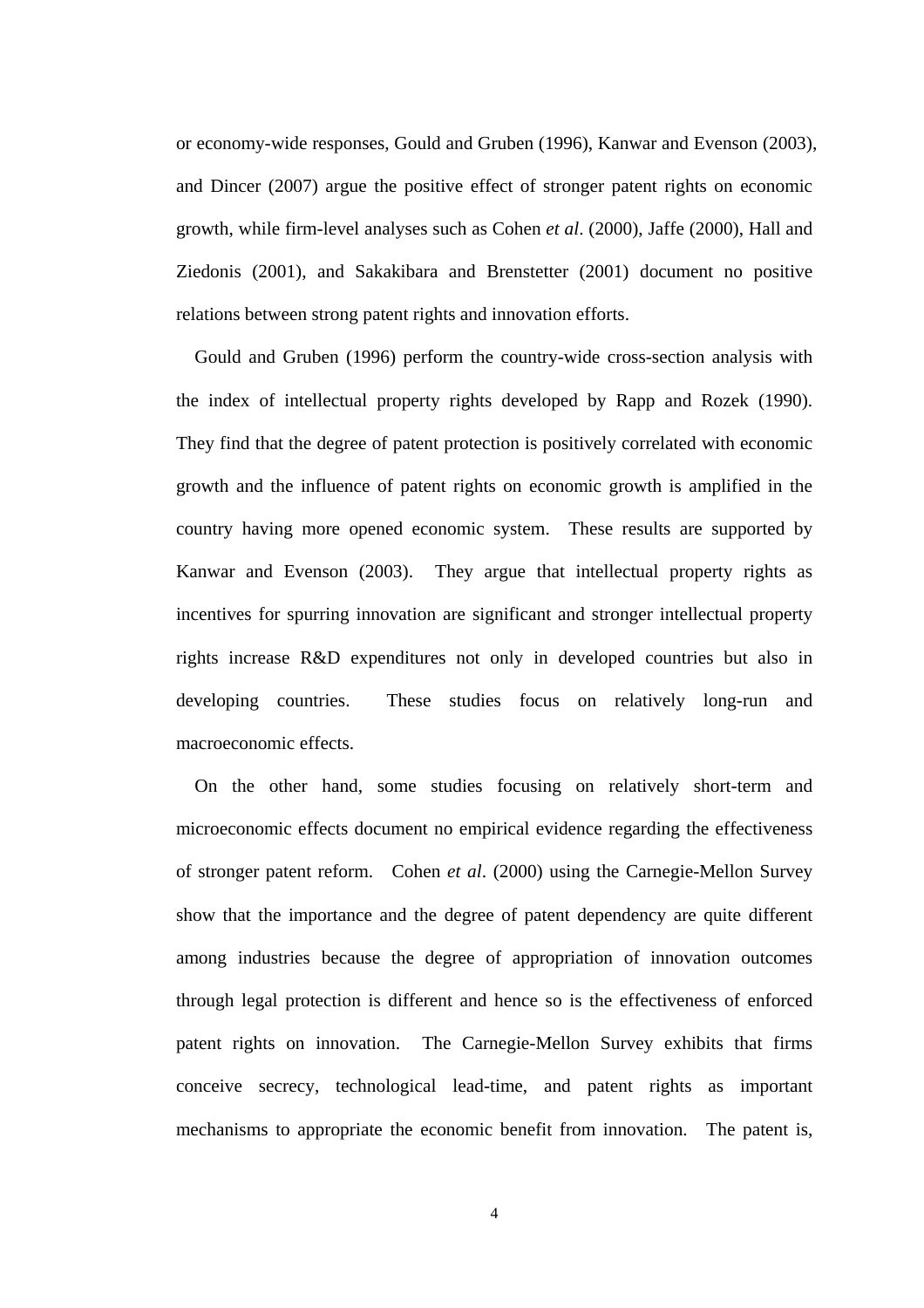or economy-wide responses, Gould and Gruben (1996), Kanwar and Evenson (2003), and Dincer (2007) argue the positive effect of stronger patent rights on economic growth, while firm-level analyses such as Cohen *et al*. (2000), Jaffe (2000), Hall and Ziedonis (2001), and Sakakibara and Brenstetter (2001) document no positive relations between strong patent rights and innovation efforts.

Gould and Gruben (1996) perform the country-wide cross-section analysis with the index of intellectual property rights developed by Rapp and Rozek (1990). They find that the degree of patent protection is positively correlated with economic growth and the influence of patent rights on economic growth is amplified in the country having more opened economic system. These results are supported by Kanwar and Evenson (2003). They argue that intellectual property rights as incentives for spurring innovation are significant and stronger intellectual property rights increase R&D expenditures not only in developed countries but also in developing countries. These studies focus on relatively long-run and macroeconomic effects.

On the other hand, some studies focusing on relatively short-term and microeconomic effects document no empirical evidence regarding the effectiveness of stronger patent reform. Cohen *et al*. (2000) using the Carnegie-Mellon Survey show that the importance and the degree of patent dependency are quite different among industries because the degree of appropriation of innovation outcomes through legal protection is different and hence so is the effectiveness of enforced patent rights on innovation. The Carnegie-Mellon Survey exhibits that firms conceive secrecy, technological lead-time, and patent rights as important mechanisms to appropriate the economic benefit from innovation. The patent is,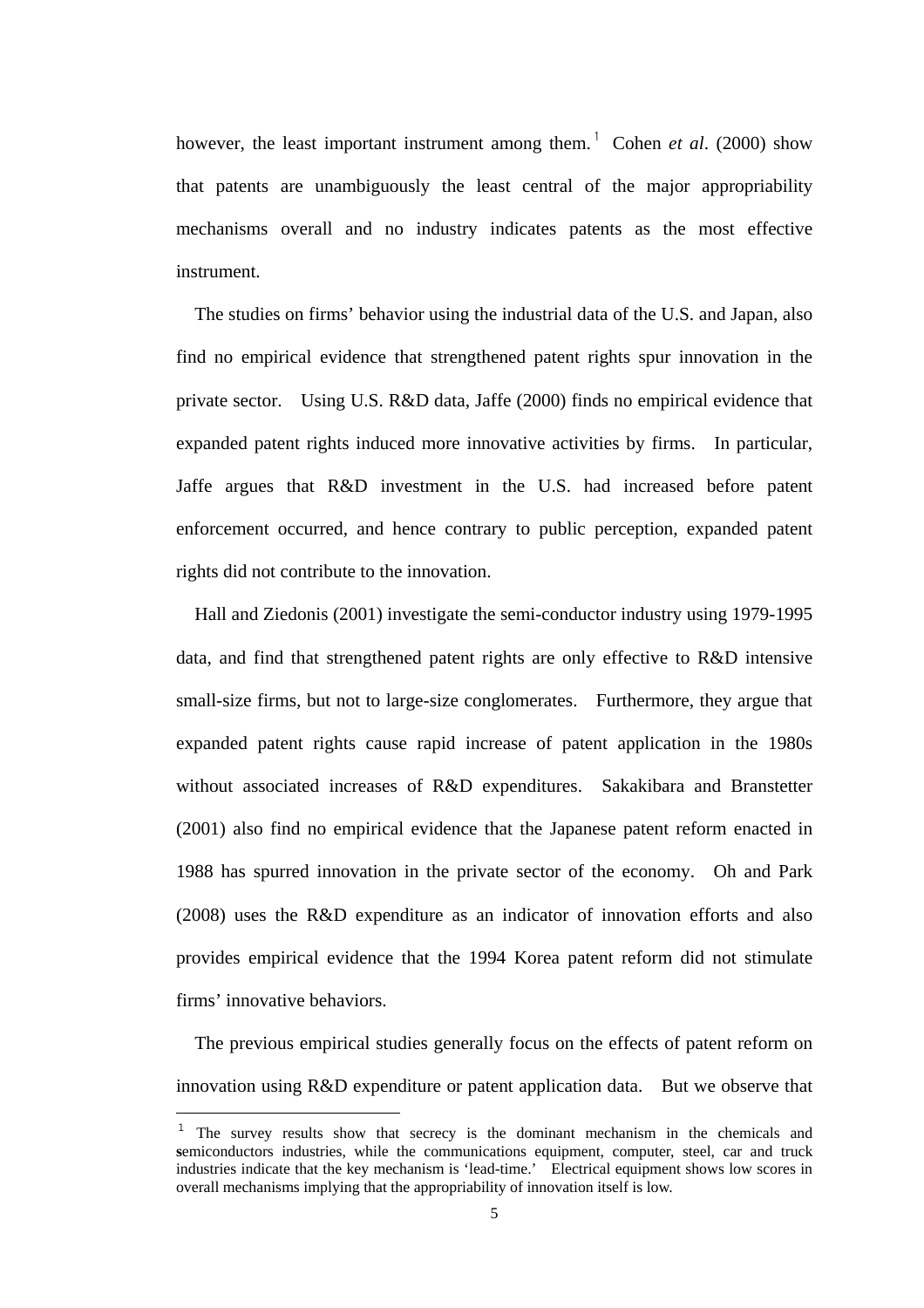however, the least important instrument among them.[1] Cohen *et al*. (2000) show that patents are unambiguously the least central of the major appropriability mechanisms overall and no industry indicates patents as the most effective instrument.

The studies on firms' behavior using the industrial data of the U.S. and Japan, also find no empirical evidence that strengthened patent rights spur innovation in the private sector. Using U.S. R&D data, Jaffe (2000) finds no empirical evidence that expanded patent rights induced more innovative activities by firms. In particular, Jaffe argues that R&D investment in the U.S. had increased before patent enforcement occurred, and hence contrary to public perception, expanded patent rights did not contribute to the innovation.

Hall and Ziedonis (2001) investigate the semi-conductor industry using 1979-1995 data, and find that strengthened patent rights are only effective to R&D intensive small-size firms, but not to large-size conglomerates. Furthermore, they argue that expanded patent rights cause rapid increase of patent application in the 1980s without associated increases of R&D expenditures. Sakakibara and Branstetter (2001) also find no empirical evidence that the Japanese patent reform enacted in 1988 has spurred innovation in the private sector of the economy. Oh and Park (2008) uses the R&D expenditure as an indicator of innovation efforts and also provides empirical evidence that the 1994 Korea patent reform did not stimulate firms' innovative behaviors.

The previous empirical studies generally focus on the effects of patent reform on innovation using R&D expenditure or patent application data. But we observe that

---

[1] The survey results show that secrecy is the dominant mechanism in the chemicals and semiconductors industries, while the communications equipment, computer, steel, car and truck industries indicate that the key mechanism is 'lead-time.' Electrical equipment shows low scores in overall mechanisms implying that the appropriability of innovation itself is low.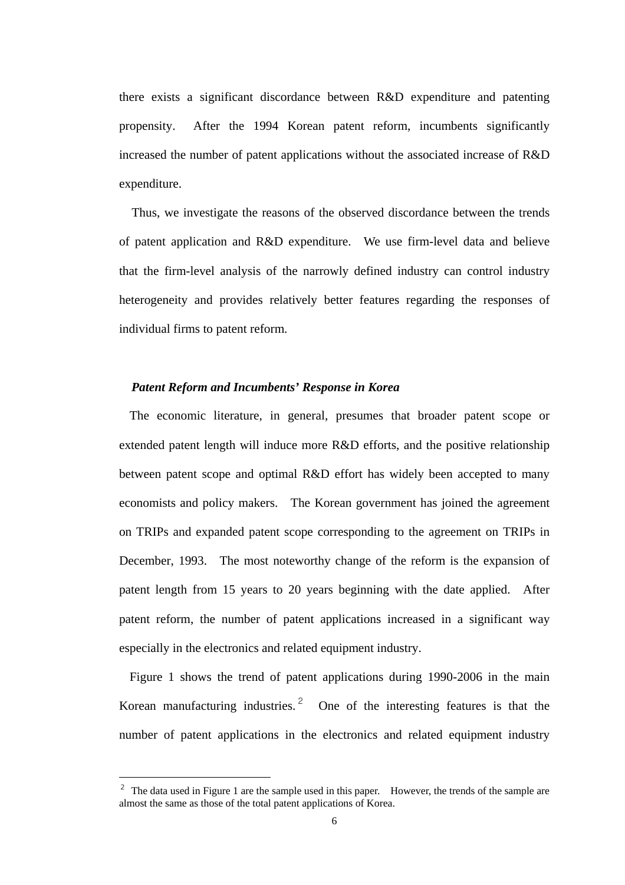there exists a significant discordance between R&D expenditure and patenting propensity. After the 1994 Korean patent reform, incumbents significantly increased the number of patent applications without the associated increase of R&D expenditure.

Thus, we investigate the reasons of the observed discordance between the trends of patent application and R&D expenditure. We use firm-level data and believe that the firm-level analysis of the narrowly defined industry can control industry heterogeneity and provides relatively better features regarding the responses of individual firms to patent reform.

### *Patent Reform and Incumbents' Response in Korea*

The economic literature, in general, presumes that broader patent scope or extended patent length will induce more R&D efforts, and the positive relationship between patent scope and optimal R&D effort has widely been accepted to many economists and policy makers. The Korean government has joined the agreement on TRIPs and expanded patent scope corresponding to the agreement on TRIPs in December, 1993. The most noteworthy change of the reform is the expansion of patent length from 15 years to 20 years beginning with the date applied. After patent reform, the number of patent applications increased in a significant way especially in the electronics and related equipment industry.

Figure 1 shows the trend of patent applications during 1990-2006 in the main Korean manufacturing industries.[2] One of the interesting features is that the number of patent applications in the electronics and related equipment industry

[2] The data used in Figure 1 are the sample used in this paper. However, the trends of the sample are almost the same as those of the total patent applications of Korea.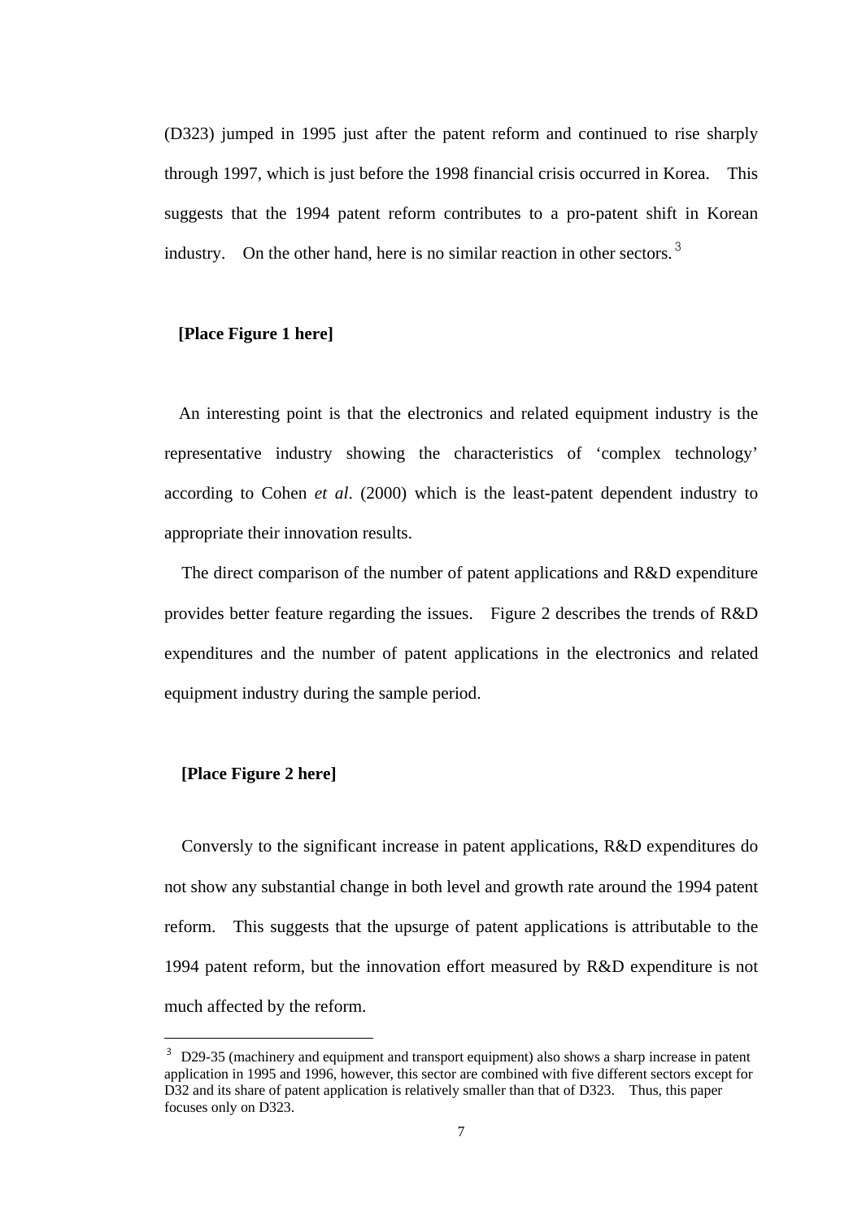(D323) jumped in 1995 just after the patent reform and continued to rise sharply through 1997, which is just before the 1998 financial crisis occurred in Korea. This suggests that the 1994 patent reform contributes to a pro-patent shift in Korean industry. On the other hand, here is no similar reaction in other sectors.[3]

**[Place Figure 1 here]**

An interesting point is that the electronics and related equipment industry is the representative industry showing the characteristics of 'complex technology' according to Cohen *et al*. (2000) which is the least-patent dependent industry to appropriate their innovation results.

The direct comparison of the number of patent applications and R&D expenditure provides better feature regarding the issues. Figure 2 describes the trends of R&D expenditures and the number of patent applications in the electronics and related equipment industry during the sample period.

**[Place Figure 2 here]**

Conversly to the significant increase in patent applications, R&D expenditures do not show any substantial change in both level and growth rate around the 1994 patent reform. This suggests that the upsurge of patent applications is attributable to the 1994 patent reform, but the innovation effort measured by R&D expenditure is not much affected by the reform.

---

[3] D29-35 (machinery and equipment and transport equipment) also shows a sharp increase in patent application in 1995 and 1996, however, this sector are combined with five different sectors except for D32 and its share of patent application is relatively smaller than that of D323. Thus, this paper focuses only on D323.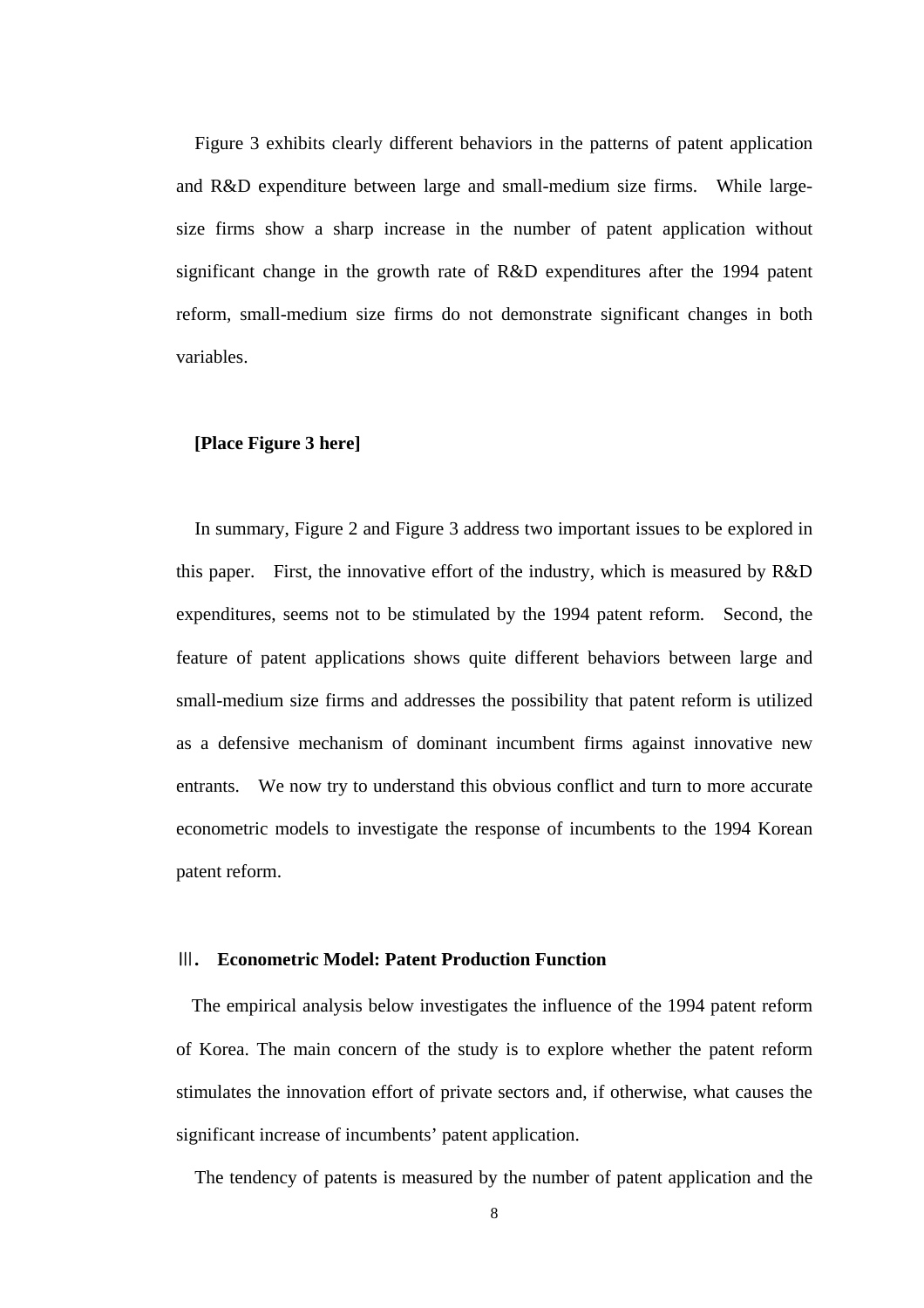Figure 3 exhibits clearly different behaviors in the patterns of patent application and R&D expenditure between large and small-medium size firms. While large-size firms show a sharp increase in the number of patent application without significant change in the growth rate of R&D expenditures after the 1994 patent reform, small-medium size firms do not demonstrate significant changes in both variables.

**[Place Figure 3 here]**

In summary, Figure 2 and Figure 3 address two important issues to be explored in this paper. First, the innovative effort of the industry, which is measured by R&D expenditures, seems not to be stimulated by the 1994 patent reform. Second, the feature of patent applications shows quite different behaviors between large and small-medium size firms and addresses the possibility that patent reform is utilized as a defensive mechanism of dominant incumbent firms against innovative new entrants. We now try to understand this obvious conflict and turn to more accurate econometric models to investigate the response of incumbents to the 1994 Korean patent reform.

## Ⅲ. Econometric Model: Patent Production Function

The empirical analysis below investigates the influence of the 1994 patent reform of Korea. The main concern of the study is to explore whether the patent reform stimulates the innovation effort of private sectors and, if otherwise, what causes the significant increase of incumbents' patent application.

The tendency of patents is measured by the number of patent application and the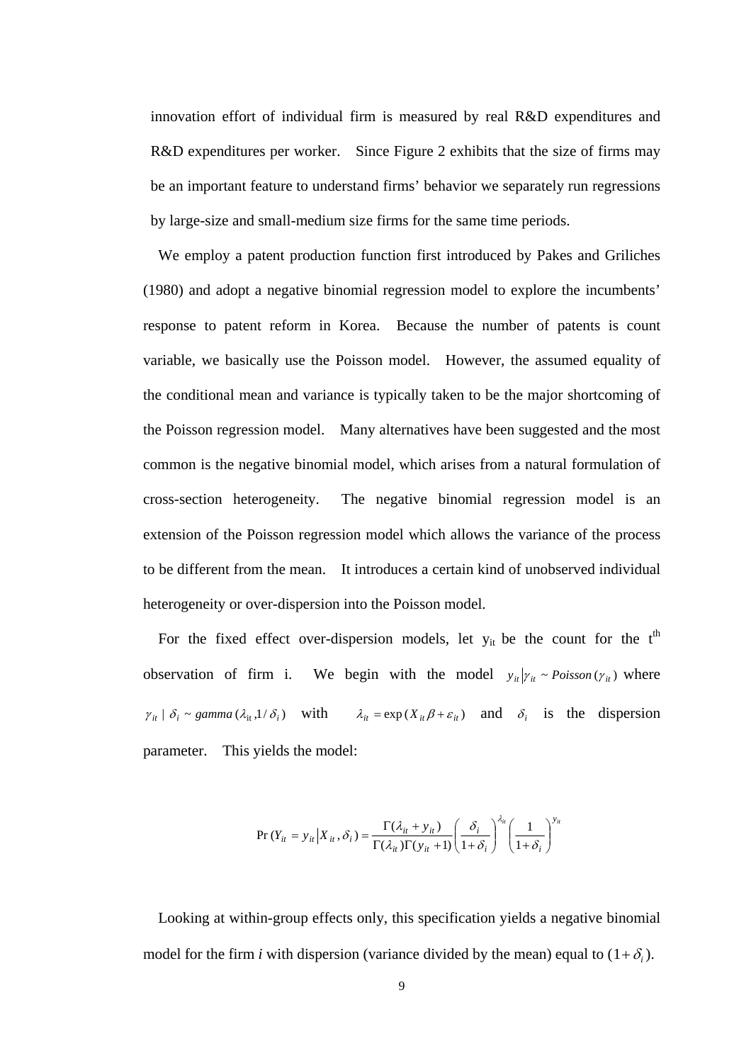innovation effort of individual firm is measured by real R&D expenditures and R&D expenditures per worker. Since Figure 2 exhibits that the size of firms may be an important feature to understand firms' behavior we separately run regressions by large-size and small-medium size firms for the same time periods.

We employ a patent production function first introduced by Pakes and Griliches (1980) and adopt a negative binomial regression model to explore the incumbents' response to patent reform in Korea. Because the number of patents is count variable, we basically use the Poisson model. However, the assumed equality of the conditional mean and variance is typically taken to be the major shortcoming of the Poisson regression model. Many alternatives have been suggested and the most common is the negative binomial model, which arises from a natural formulation of cross-section heterogeneity. The negative binomial regression model is an extension of the Poisson regression model which allows the variance of the process to be different from the mean. It introduces a certain kind of unobserved individual heterogeneity or over-dispersion into the Poisson model.

For the fixed effect over-dispersion models, let $y_{it}$ be the count for the t[th] observation of firm i. We begin with the model $y_{it} | \gamma_{it} \sim Poisson(\gamma_{it})$ where $\gamma_{it} \mid \delta_i \sim gamma(\lambda_{it}, 1/\delta_i)$ with $\lambda_{it} = \exp(X_{it}\beta + \varepsilon_{it})$ and $\delta_i$ is the dispersion parameter. This yields the model:

$$\Pr(Y_{it} = y_{it} | X_{it}, \delta_i) = \frac{\Gamma(\lambda_{it} + y_{it})}{\Gamma(\lambda_{it})\Gamma(y_{it} + 1)} \left( \frac{\delta_i}{1 + \delta_i} \right)^{\lambda_{it}} \left( \frac{1}{1 + \delta_i} \right)^{y_{it}}$$

Looking at within-group effects only, this specification yields a negative binomial model for the firm *i* with dispersion (variance divided by the mean) equal to $(1 + \delta_i)$.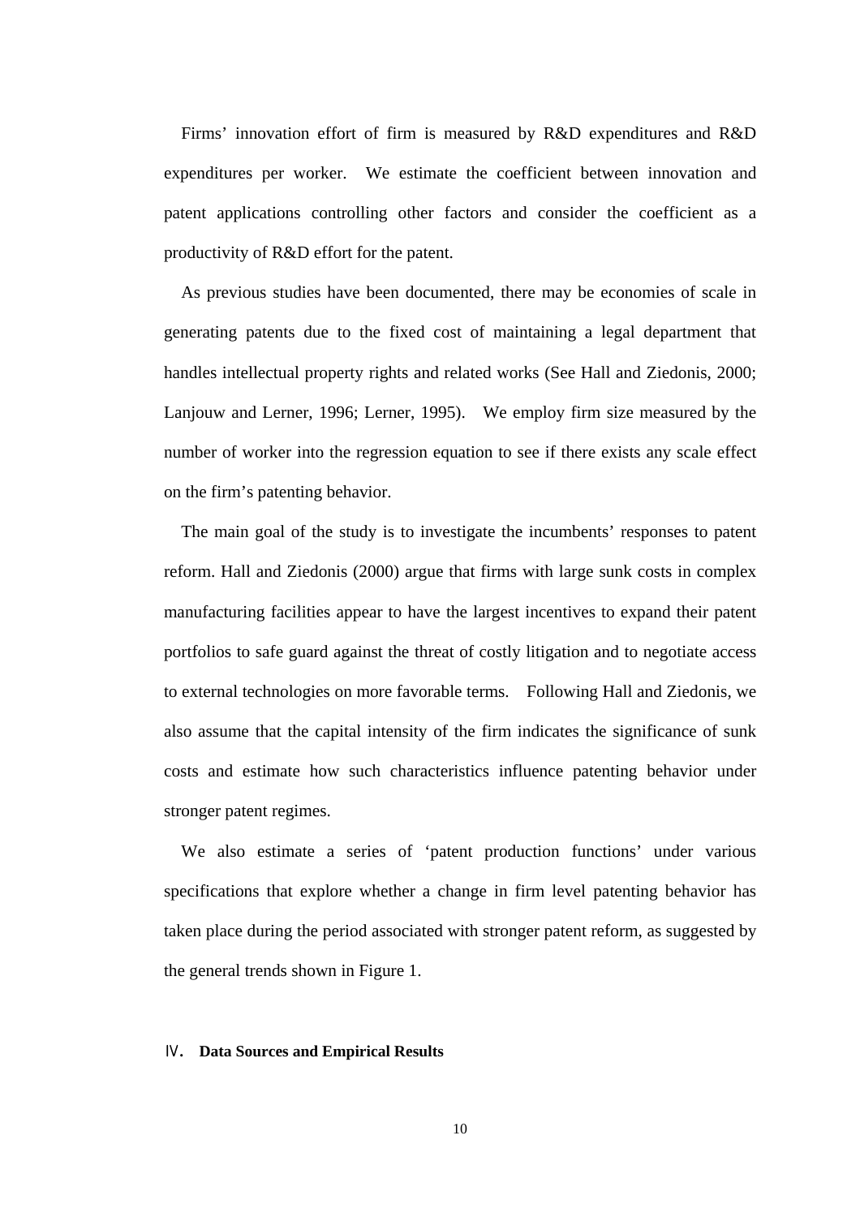Firms' innovation effort of firm is measured by R&D expenditures and R&D expenditures per worker. We estimate the coefficient between innovation and patent applications controlling other factors and consider the coefficient as a productivity of R&D effort for the patent.

As previous studies have been documented, there may be economies of scale in generating patents due to the fixed cost of maintaining a legal department that handles intellectual property rights and related works (See Hall and Ziedonis, 2000; Lanjouw and Lerner, 1996; Lerner, 1995). We employ firm size measured by the number of worker into the regression equation to see if there exists any scale effect on the firm's patenting behavior.

The main goal of the study is to investigate the incumbents' responses to patent reform. Hall and Ziedonis (2000) argue that firms with large sunk costs in complex manufacturing facilities appear to have the largest incentives to expand their patent portfolios to safe guard against the threat of costly litigation and to negotiate access to external technologies on more favorable terms. Following Hall and Ziedonis, we also assume that the capital intensity of the firm indicates the significance of sunk costs and estimate how such characteristics influence patenting behavior under stronger patent regimes.

We also estimate a series of 'patent production functions' under various specifications that explore whether a change in firm level patenting behavior has taken place during the period associated with stronger patent reform, as suggested by the general trends shown in Figure 1.

## Ⅳ. Data Sources and Empirical Results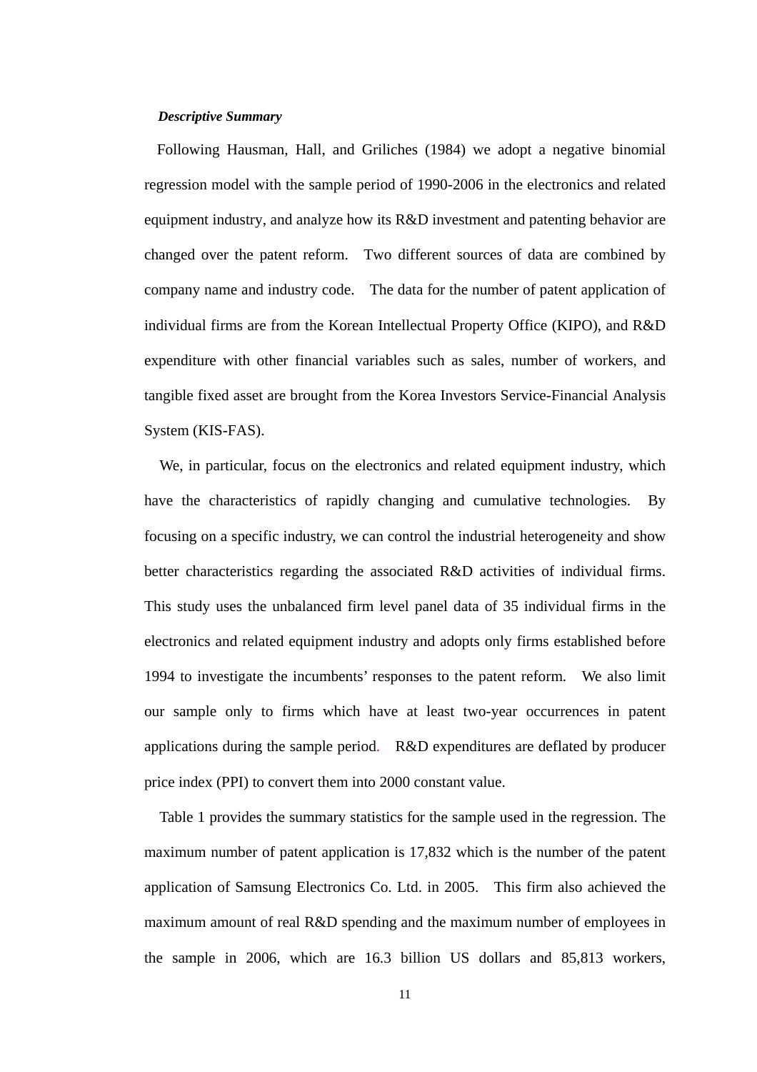***Descriptive Summary***

Following Hausman, Hall, and Griliches (1984) we adopt a negative binomial regression model with the sample period of 1990-2006 in the electronics and related equipment industry, and analyze how its R&D investment and patenting behavior are changed over the patent reform. Two different sources of data are combined by company name and industry code. The data for the number of patent application of individual firms are from the Korean Intellectual Property Office (KIPO), and R&D expenditure with other financial variables such as sales, number of workers, and tangible fixed asset are brought from the Korea Investors Service-Financial Analysis System (KIS-FAS).

We, in particular, focus on the electronics and related equipment industry, which have the characteristics of rapidly changing and cumulative technologies. By focusing on a specific industry, we can control the industrial heterogeneity and show better characteristics regarding the associated R&D activities of individual firms. This study uses the unbalanced firm level panel data of 35 individual firms in the electronics and related equipment industry and adopts only firms established before 1994 to investigate the incumbents' responses to the patent reform. We also limit our sample only to firms which have at least two-year occurrences in patent applications during the sample period. R&D expenditures are deflated by producer price index (PPI) to convert them into 2000 constant value.

Table 1 provides the summary statistics for the sample used in the regression. The maximum number of patent application is 17,832 which is the number of the patent application of Samsung Electronics Co. Ltd. in 2005. This firm also achieved the maximum amount of real R&D spending and the maximum number of employees in the sample in 2006, which are 16.3 billion US dollars and 85,813 workers,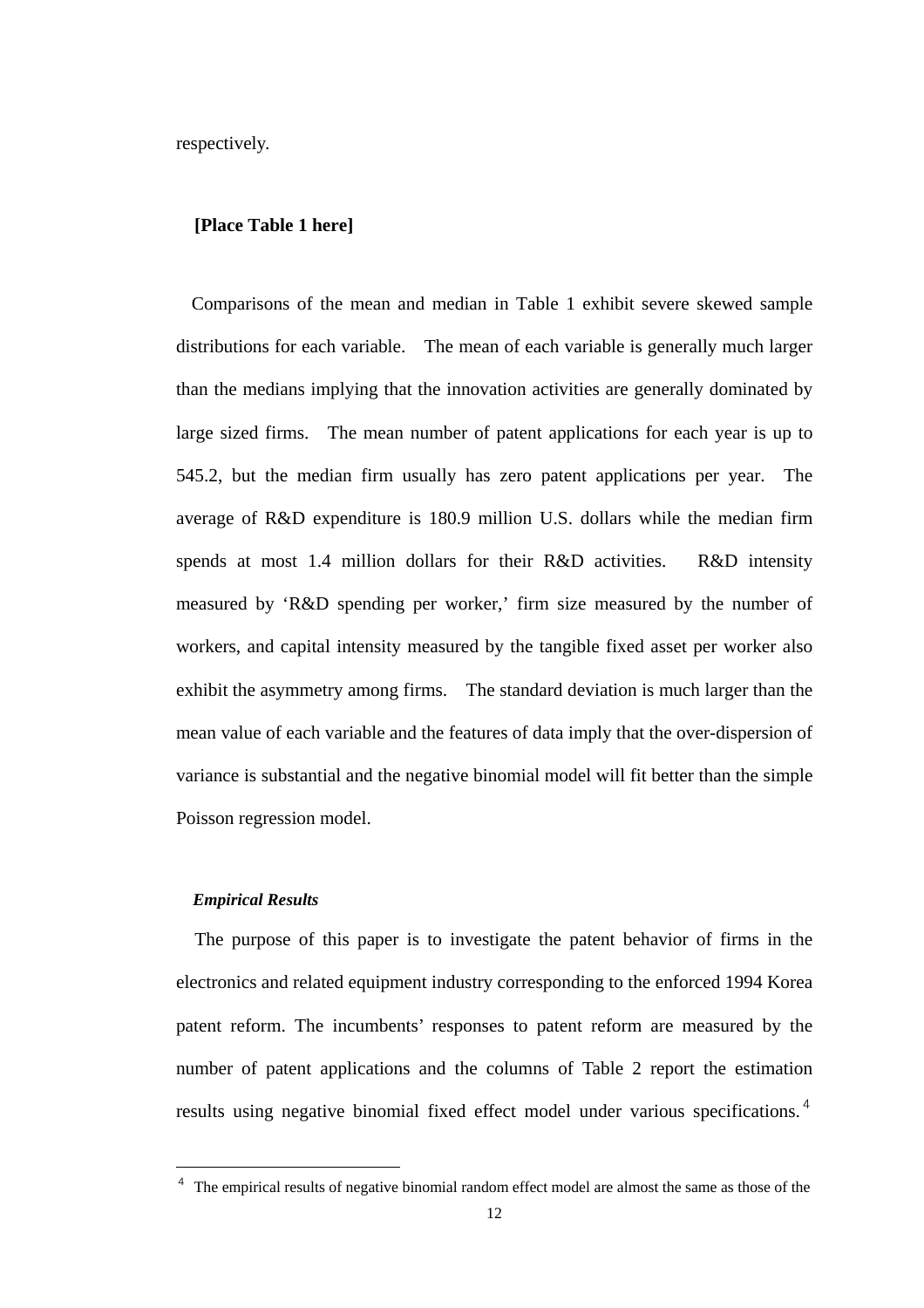respectively.

**[Place Table 1 here]**

Comparisons of the mean and median in Table 1 exhibit severe skewed sample distributions for each variable. The mean of each variable is generally much larger than the medians implying that the innovation activities are generally dominated by large sized firms. The mean number of patent applications for each year is up to 545.2, but the median firm usually has zero patent applications per year. The average of R&D expenditure is 180.9 million U.S. dollars while the median firm spends at most 1.4 million dollars for their R&D activities. R&D intensity measured by 'R&D spending per worker,' firm size measured by the number of workers, and capital intensity measured by the tangible fixed asset per worker also exhibit the asymmetry among firms. The standard deviation is much larger than the mean value of each variable and the features of data imply that the over-dispersion of variance is substantial and the negative binomial model will fit better than the simple Poisson regression model.

***Empirical Results***

The purpose of this paper is to investigate the patent behavior of firms in the electronics and related equipment industry corresponding to the enforced 1994 Korea patent reform. The incumbents' responses to patent reform are measured by the number of patent applications and the columns of Table 2 report the estimation results using negative binomial fixed effect model under various specifications.[4]

[4] The empirical results of negative binomial random effect model are almost the same as those of the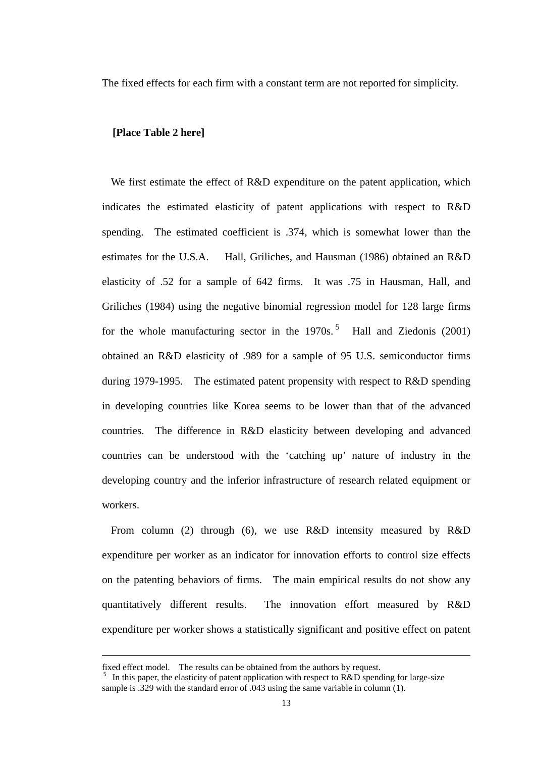The fixed effects for each firm with a constant term are not reported for simplicity.

**[Place Table 2 here]**

We first estimate the effect of R&D expenditure on the patent application, which indicates the estimated elasticity of patent applications with respect to R&D spending. The estimated coefficient is .374, which is somewhat lower than the estimates for the U.S.A. Hall, Griliches, and Hausman (1986) obtained an R&D elasticity of .52 for a sample of 642 firms. It was .75 in Hausman, Hall, and Griliches (1984) using the negative binomial regression model for 128 large firms for the whole manufacturing sector in the 1970s.[5] Hall and Ziedonis (2001) obtained an R&D elasticity of .989 for a sample of 95 U.S. semiconductor firms during 1979-1995. The estimated patent propensity with respect to R&D spending in developing countries like Korea seems to be lower than that of the advanced countries. The difference in R&D elasticity between developing and advanced countries can be understood with the 'catching up' nature of industry in the developing country and the inferior infrastructure of research related equipment or workers.

From column (2) through (6), we use R&D intensity measured by R&D expenditure per worker as an indicator for innovation efforts to control size effects on the patenting behaviors of firms. The main empirical results do not show any quantitatively different results. The innovation effort measured by R&D expenditure per worker shows a statistically significant and positive effect on patent

---

fixed effect model. The results can be obtained from the authors by request.

[5] In this paper, the elasticity of patent application with respect to R&D spending for large-size sample is .329 with the standard error of .043 using the same variable in column (1).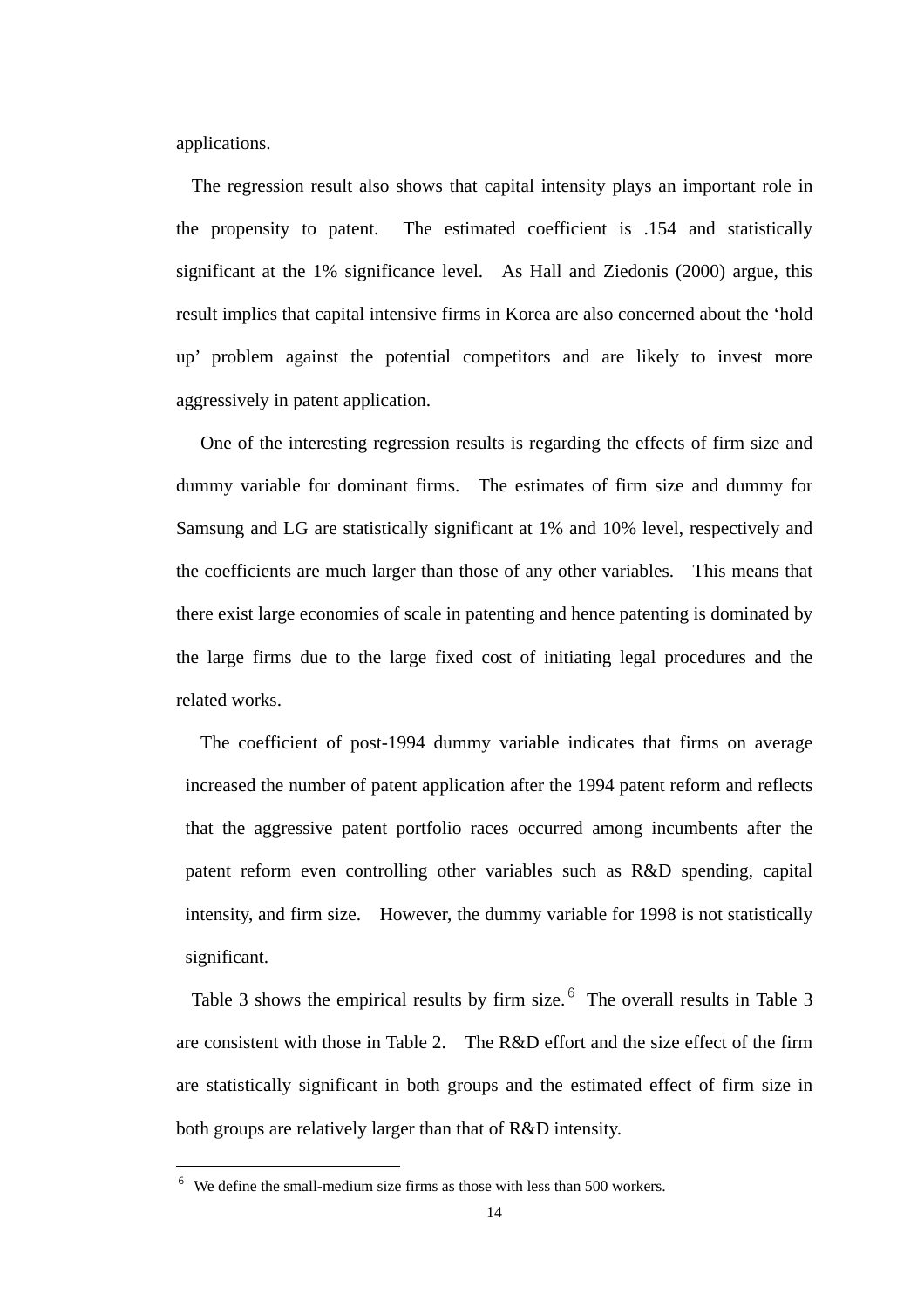applications.

The regression result also shows that capital intensity plays an important role in the propensity to patent. The estimated coefficient is .154 and statistically significant at the 1% significance level. As Hall and Ziedonis (2000) argue, this result implies that capital intensive firms in Korea are also concerned about the 'hold up' problem against the potential competitors and are likely to invest more aggressively in patent application.

One of the interesting regression results is regarding the effects of firm size and dummy variable for dominant firms. The estimates of firm size and dummy for Samsung and LG are statistically significant at 1% and 10% level, respectively and the coefficients are much larger than those of any other variables. This means that there exist large economies of scale in patenting and hence patenting is dominated by the large firms due to the large fixed cost of initiating legal procedures and the related works.

The coefficient of post-1994 dummy variable indicates that firms on average increased the number of patent application after the 1994 patent reform and reflects that the aggressive patent portfolio races occurred among incumbents after the patent reform even controlling other variables such as R&D spending, capital intensity, and firm size. However, the dummy variable for 1998 is not statistically significant.

Table 3 shows the empirical results by firm size.[6] The overall results in Table 3 are consistent with those in Table 2. The R&D effort and the size effect of the firm are statistically significant in both groups and the estimated effect of firm size in both groups are relatively larger than that of R&D intensity.

---

[6] We define the small-medium size firms as those with less than 500 workers.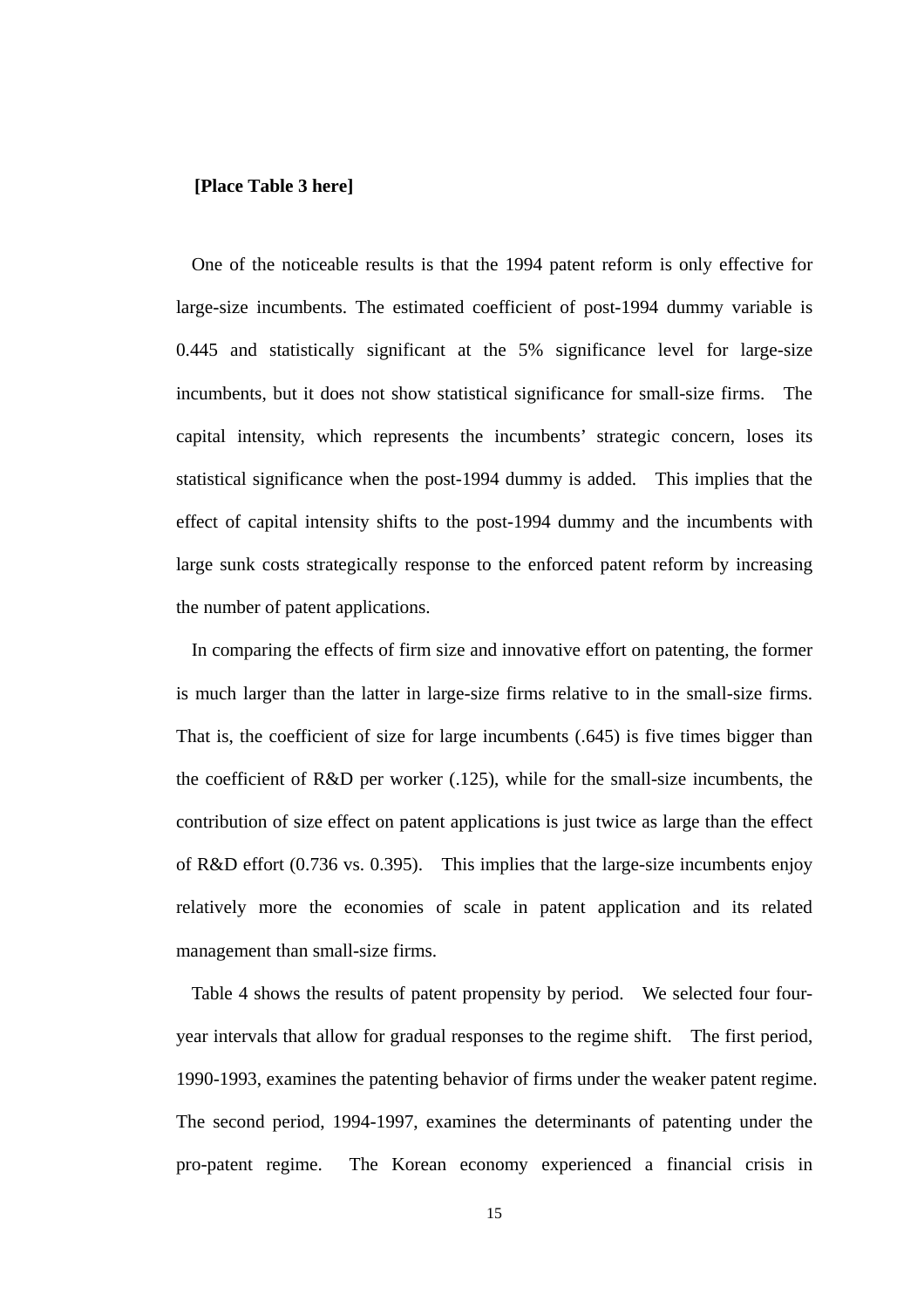**[Place Table 3 here]**

One of the noticeable results is that the 1994 patent reform is only effective for large-size incumbents. The estimated coefficient of post-1994 dummy variable is 0.445 and statistically significant at the 5% significance level for large-size incumbents, but it does not show statistical significance for small-size firms. The capital intensity, which represents the incumbents' strategic concern, loses its statistical significance when the post-1994 dummy is added. This implies that the effect of capital intensity shifts to the post-1994 dummy and the incumbents with large sunk costs strategically response to the enforced patent reform by increasing the number of patent applications.

In comparing the effects of firm size and innovative effort on patenting, the former is much larger than the latter in large-size firms relative to in the small-size firms. That is, the coefficient of size for large incumbents (.645) is five times bigger than the coefficient of R&D per worker (.125), while for the small-size incumbents, the contribution of size effect on patent applications is just twice as large than the effect of R&D effort (0.736 vs. 0.395). This implies that the large-size incumbents enjoy relatively more the economies of scale in patent application and its related management than small-size firms.

Table 4 shows the results of patent propensity by period. We selected four four-year intervals that allow for gradual responses to the regime shift. The first period, 1990-1993, examines the patenting behavior of firms under the weaker patent regime. The second period, 1994-1997, examines the determinants of patenting under the pro-patent regime. The Korean economy experienced a financial crisis in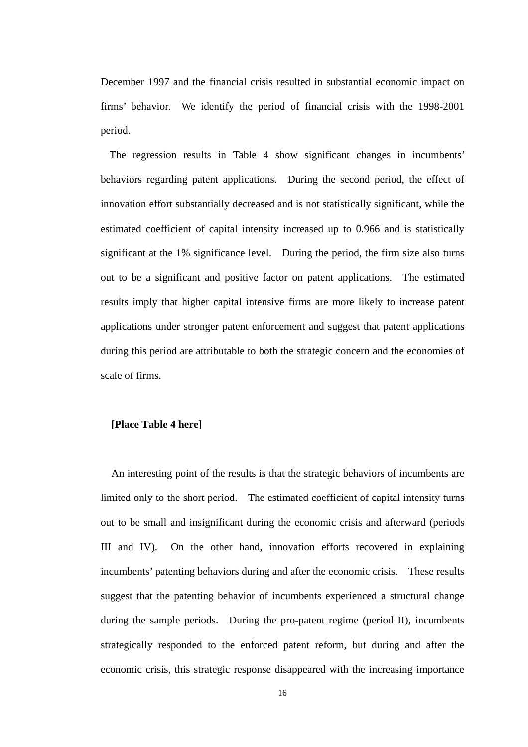December 1997 and the financial crisis resulted in substantial economic impact on firms' behavior. We identify the period of financial crisis with the 1998-2001 period.

The regression results in Table 4 show significant changes in incumbents' behaviors regarding patent applications. During the second period, the effect of innovation effort substantially decreased and is not statistically significant, while the estimated coefficient of capital intensity increased up to 0.966 and is statistically significant at the 1% significance level. During the period, the firm size also turns out to be a significant and positive factor on patent applications. The estimated results imply that higher capital intensive firms are more likely to increase patent applications under stronger patent enforcement and suggest that patent applications during this period are attributable to both the strategic concern and the economies of scale of firms.

**[Place Table 4 here]**

An interesting point of the results is that the strategic behaviors of incumbents are limited only to the short period. The estimated coefficient of capital intensity turns out to be small and insignificant during the economic crisis and afterward (periods III and IV). On the other hand, innovation efforts recovered in explaining incumbents' patenting behaviors during and after the economic crisis. These results suggest that the patenting behavior of incumbents experienced a structural change during the sample periods. During the pro-patent regime (period II), incumbents strategically responded to the enforced patent reform, but during and after the economic crisis, this strategic response disappeared with the increasing importance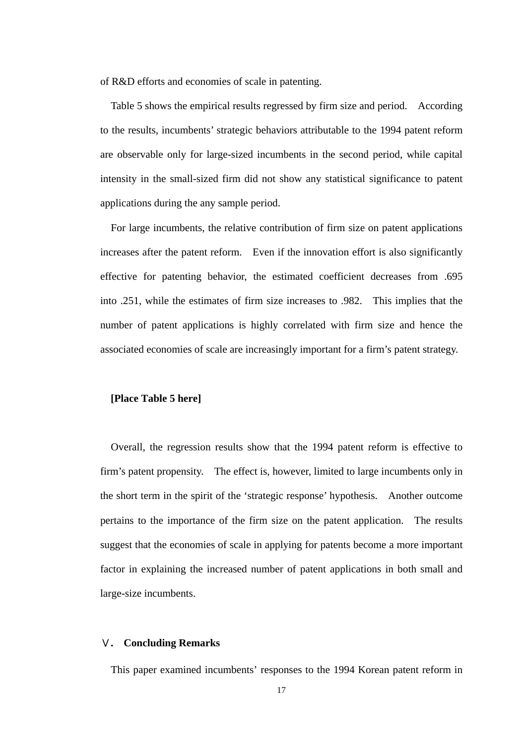of R&D efforts and economies of scale in patenting.

Table 5 shows the empirical results regressed by firm size and period. According to the results, incumbents' strategic behaviors attributable to the 1994 patent reform are observable only for large-sized incumbents in the second period, while capital intensity in the small-sized firm did not show any statistical significance to patent applications during the any sample period.

For large incumbents, the relative contribution of firm size on patent applications increases after the patent reform. Even if the innovation effort is also significantly effective for patenting behavior, the estimated coefficient decreases from .695 into .251, while the estimates of firm size increases to .982. This implies that the number of patent applications is highly correlated with firm size and hence the associated economies of scale are increasingly important for a firm's patent strategy.

**[Place Table 5 here]**

Overall, the regression results show that the 1994 patent reform is effective to firm's patent propensity. The effect is, however, limited to large incumbents only in the short term in the spirit of the 'strategic response' hypothesis. Another outcome pertains to the importance of the firm size on the patent application. The results suggest that the economies of scale in applying for patents become a more important factor in explaining the increased number of patent applications in both small and large-size incumbents.

## Ⅴ. Concluding Remarks

This paper examined incumbents' responses to the 1994 Korean patent reform in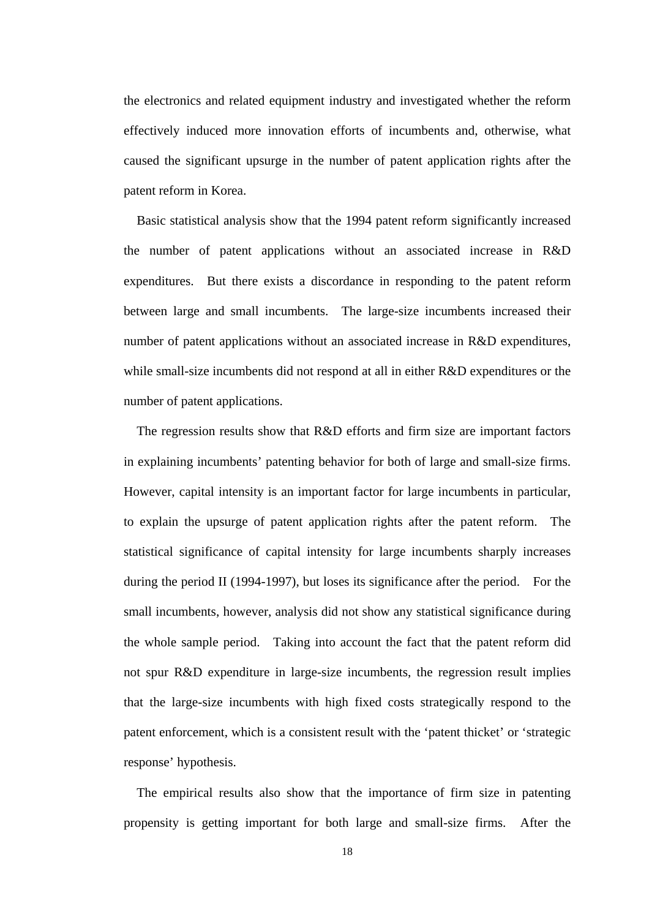the electronics and related equipment industry and investigated whether the reform effectively induced more innovation efforts of incumbents and, otherwise, what caused the significant upsurge in the number of patent application rights after the patent reform in Korea.

Basic statistical analysis show that the 1994 patent reform significantly increased the number of patent applications without an associated increase in R&D expenditures. But there exists a discordance in responding to the patent reform between large and small incumbents. The large-size incumbents increased their number of patent applications without an associated increase in R&D expenditures, while small-size incumbents did not respond at all in either R&D expenditures or the number of patent applications.

The regression results show that R&D efforts and firm size are important factors in explaining incumbents' patenting behavior for both of large and small-size firms. However, capital intensity is an important factor for large incumbents in particular, to explain the upsurge of patent application rights after the patent reform. The statistical significance of capital intensity for large incumbents sharply increases during the period II (1994-1997), but loses its significance after the period. For the small incumbents, however, analysis did not show any statistical significance during the whole sample period. Taking into account the fact that the patent reform did not spur R&D expenditure in large-size incumbents, the regression result implies that the large-size incumbents with high fixed costs strategically respond to the patent enforcement, which is a consistent result with the 'patent thicket' or 'strategic response' hypothesis.

The empirical results also show that the importance of firm size in patenting propensity is getting important for both large and small-size firms. After the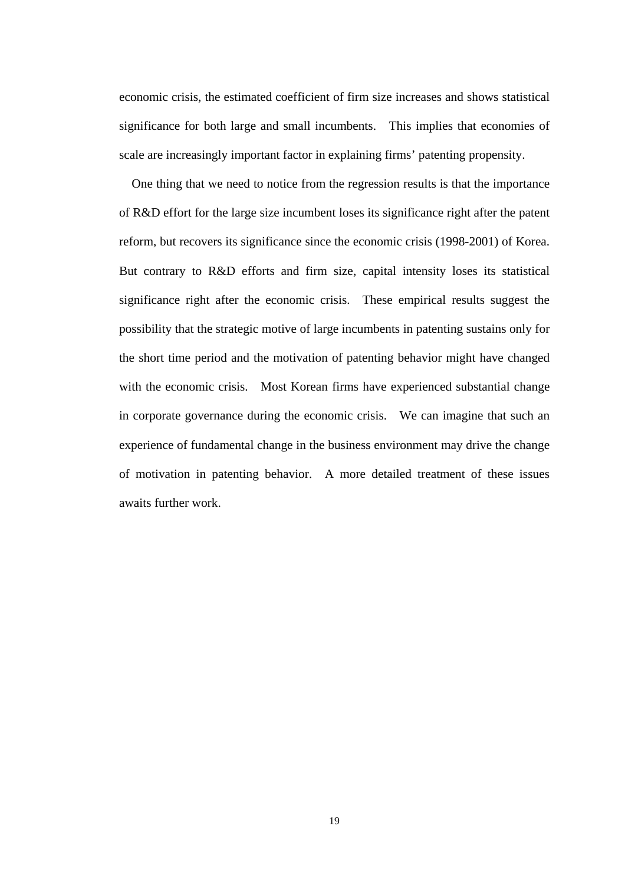economic crisis, the estimated coefficient of firm size increases and shows statistical significance for both large and small incumbents. This implies that economies of scale are increasingly important factor in explaining firms' patenting propensity.

One thing that we need to notice from the regression results is that the importance of R&D effort for the large size incumbent loses its significance right after the patent reform, but recovers its significance since the economic crisis (1998-2001) of Korea. But contrary to R&D efforts and firm size, capital intensity loses its statistical significance right after the economic crisis. These empirical results suggest the possibility that the strategic motive of large incumbents in patenting sustains only for the short time period and the motivation of patenting behavior might have changed with the economic crisis. Most Korean firms have experienced substantial change in corporate governance during the economic crisis. We can imagine that such an experience of fundamental change in the business environment may drive the change of motivation in patenting behavior. A more detailed treatment of these issues awaits further work.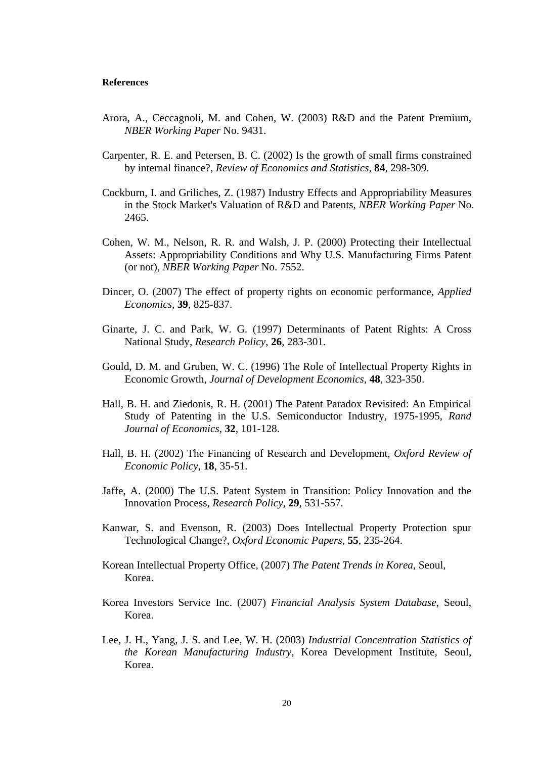**References**

Arora, A., Ceccagnoli, M. and Cohen, W. (2003) R&D and the Patent Premium, *NBER Working Paper* No. 9431.

Carpenter, R. E. and Petersen, B. C. (2002) Is the growth of small firms constrained by internal finance?, *Review of Economics and Statistics*, **84**, 298-309.

Cockburn, I. and Griliches, Z. (1987) Industry Effects and Appropriability Measures in the Stock Market's Valuation of R&D and Patents, *NBER Working Paper* No. 2465.

Cohen, W. M., Nelson, R. R. and Walsh, J. P. (2000) Protecting their Intellectual Assets: Appropriability Conditions and Why U.S. Manufacturing Firms Patent (or not), *NBER Working Paper* No. 7552.

Dincer, O. (2007) The effect of property rights on economic performance, *Applied Economics*, **39**, 825-837.

Ginarte, J. C. and Park, W. G. (1997) Determinants of Patent Rights: A Cross National Study, *Research Policy*, **26**, 283-301.

Gould, D. M. and Gruben, W. C. (1996) The Role of Intellectual Property Rights in Economic Growth, *Journal of Development Economics*, **48**, 323-350.

Hall, B. H. and Ziedonis, R. H. (2001) The Patent Paradox Revisited: An Empirical Study of Patenting in the U.S. Semiconductor Industry, 1975-1995, *Rand Journal of Economics*, **32**, 101-128.

Hall, B. H. (2002) The Financing of Research and Development, *Oxford Review of Economic Policy*, **18**, 35-51.

Jaffe, A. (2000) The U.S. Patent System in Transition: Policy Innovation and the Innovation Process, *Research Policy*, **29**, 531-557.

Kanwar, S. and Evenson, R. (2003) Does Intellectual Property Protection spur Technological Change?, *Oxford Economic Papers*, **55**, 235-264.

Korean Intellectual Property Office, (2007) *The Patent Trends in Korea*, Seoul, Korea.

Korea Investors Service Inc. (2007) *Financial Analysis System Database*, Seoul, Korea.

Lee, J. H., Yang, J. S. and Lee, W. H. (2003) *Industrial Concentration Statistics of the Korean Manufacturing Industry*, Korea Development Institute, Seoul, Korea.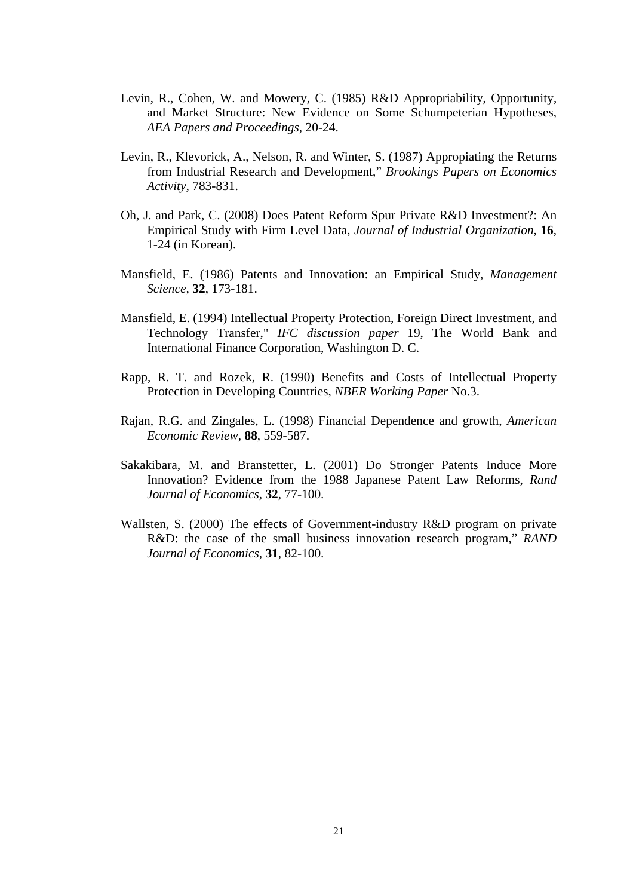Levin, R., Cohen, W. and Mowery, C. (1985) R&D Appropriability, Opportunity, and Market Structure: New Evidence on Some Schumpeterian Hypotheses, *AEA Papers and Proceedings*, 20-24.

Levin, R., Klevorick, A., Nelson, R. and Winter, S. (1987) Appropiating the Returns from Industrial Research and Development," *Brookings Papers on Economics Activity*, 783-831.

Oh, J. and Park, C. (2008) Does Patent Reform Spur Private R&D Investment?: An Empirical Study with Firm Level Data, *Journal of Industrial Organization*, **16**, 1-24 (in Korean).

Mansfield, E. (1986) Patents and Innovation: an Empirical Study, *Management Science*, **32**, 173-181.

Mansfield, E. (1994) Intellectual Property Protection, Foreign Direct Investment, and Technology Transfer," *IFC discussion paper* 19, The World Bank and International Finance Corporation, Washington D. C.

Rapp, R. T. and Rozek, R. (1990) Benefits and Costs of Intellectual Property Protection in Developing Countries, *NBER Working Paper* No.3.

Rajan, R.G. and Zingales, L. (1998) Financial Dependence and growth, *American Economic Review*, **88**, 559-587.

Sakakibara, M. and Branstetter, L. (2001) Do Stronger Patents Induce More Innovation? Evidence from the 1988 Japanese Patent Law Reforms, *Rand Journal of Economics*, **32**, 77-100.

Wallsten, S. (2000) The effects of Government-industry R&D program on private R&D: the case of the small business innovation research program," *RAND Journal of Economics*, **31**, 82-100.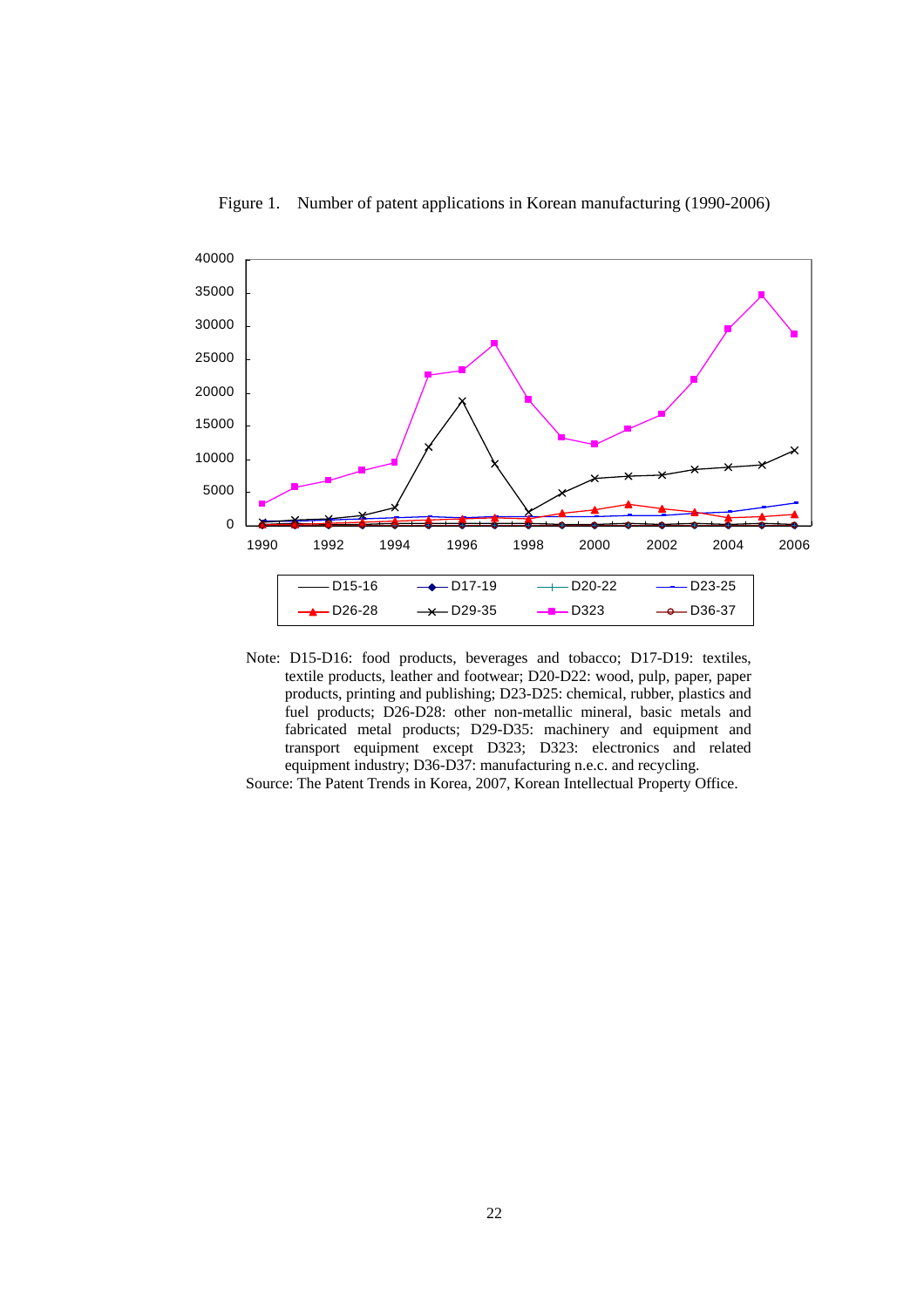Figure 1. Number of patent applications in Korean manufacturing (1990-2006)

Note: D15-D16: food products, beverages and tobacco; D17-D19: textiles, textile products, leather and footwear; D20-D22: wood, pulp, paper, paper products, printing and publishing; D23-D25: chemical, rubber, plastics and fuel products; D26-D28: other non-metallic mineral, basic metals and fabricated metal products; D29-D35: machinery and equipment and transport equipment except D323; D323: electronics and related equipment industry; D36-D37: manufacturing n.e.c. and recycling.

Source: The Patent Trends in Korea, 2007, Korean Intellectual Property Office.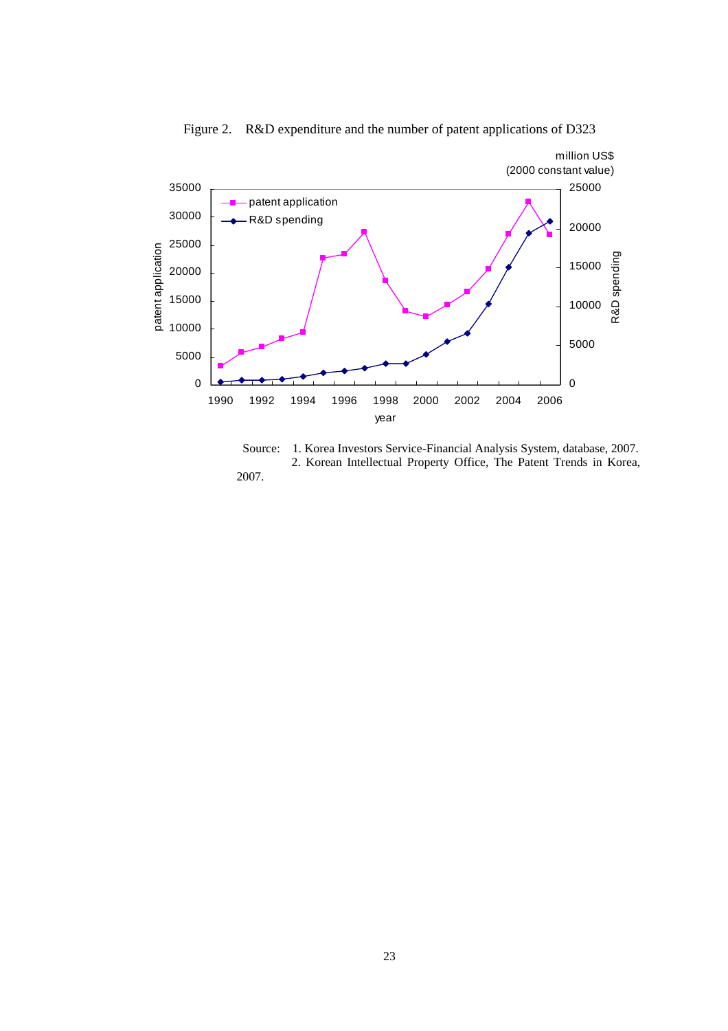Figure 2. R&D expenditure and the number of patent applications of D323

Source: 1. Korea Investors Service-Financial Analysis System, database, 2007.
2. Korean Intellectual Property Office, The Patent Trends in Korea, 2007.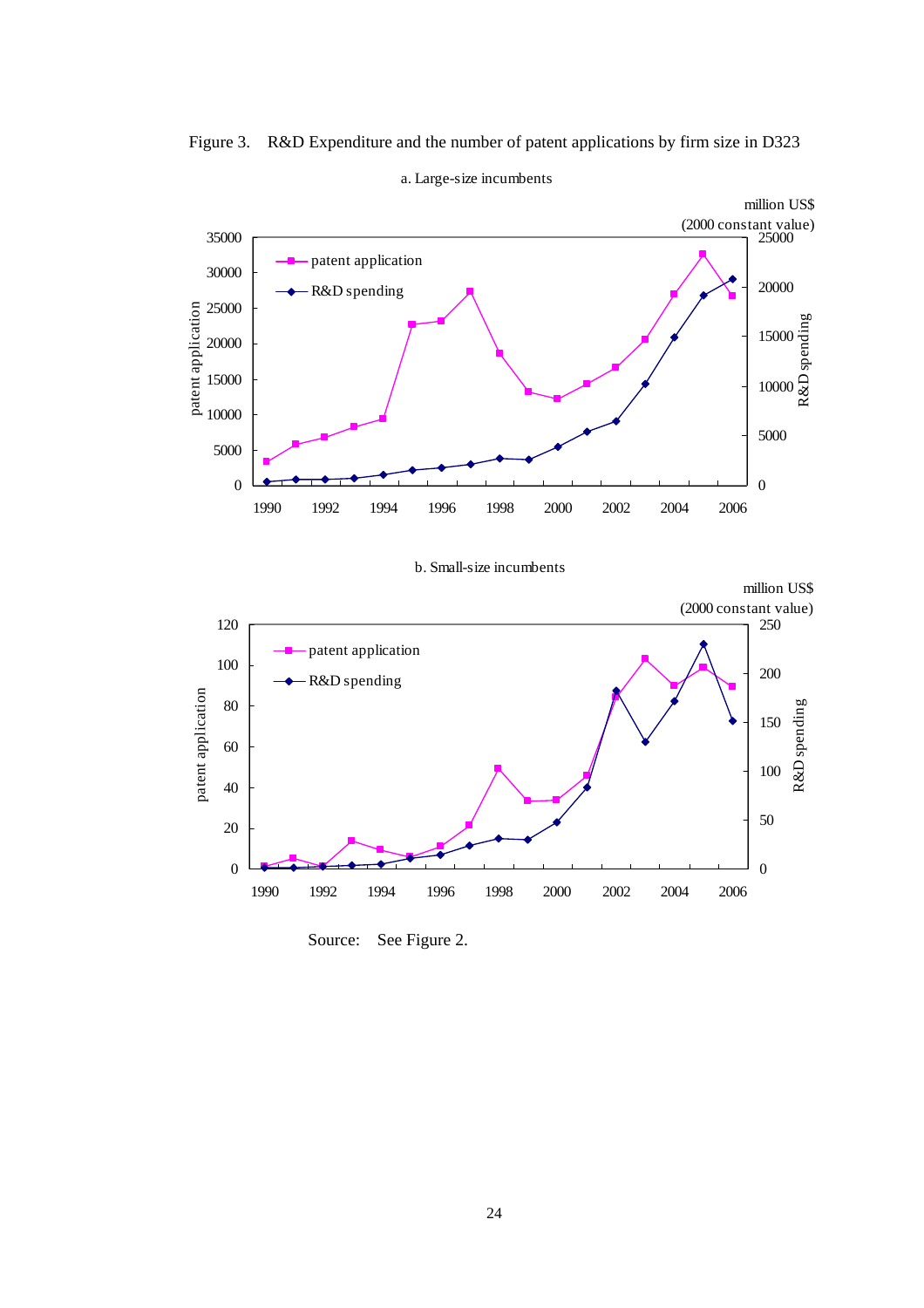Figure 3. R&D Expenditure and the number of patent applications by firm size in D323

a. Large-size incumbents

b. Small-size incumbents

Source: See Figure 2.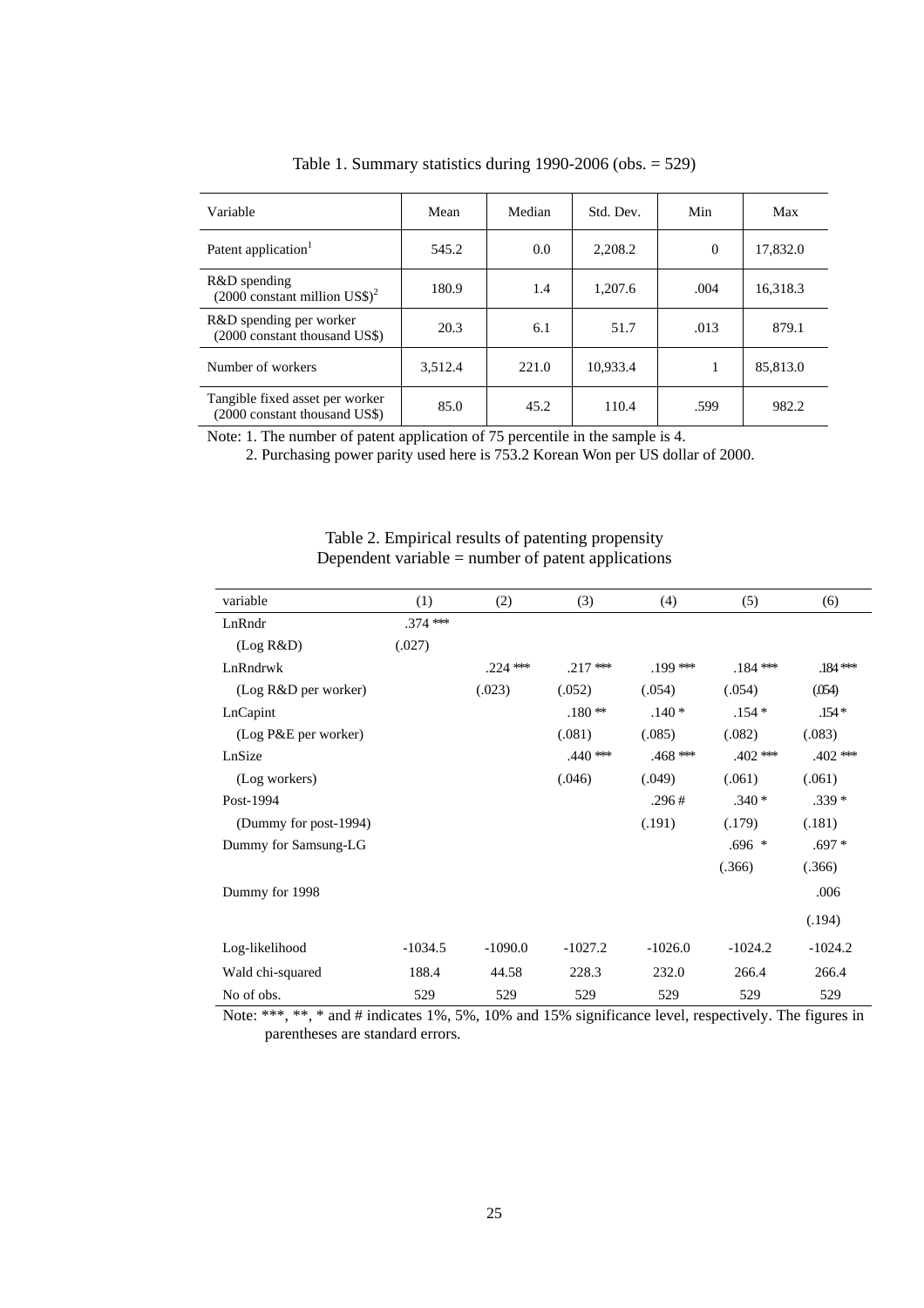Table 1. Summary statistics during 1990-2006 (obs. = 529)

| Variable | Mean | Median | Std. Dev. | Min | Max |
|---|---|---|---|---|---|
| Patent application[1] | 545.2 | 0.0 | 2,208.2 | 0 | 17,832.0 |
| R&D spending (2000 constant million US$)[2] | 180.9 | 1.4 | 1,207.6 | .004 | 16,318.3 |
| R&D spending per worker (2000 constant thousand US$) | 20.3 | 6.1 | 51.7 | .013 | 879.1 |
| Number of workers | 3,512.4 | 221.0 | 10,933.4 | 1 | 85,813.0 |
| Tangible fixed asset per worker (2000 constant thousand US$) | 85.0 | 45.2 | 110.4 | .599 | 982.2 |

Note: 1. The number of patent application of 75 percentile in the sample is 4.

2. Purchasing power parity used here is 753.2 Korean Won per US dollar of 2000.

Table 2. Empirical results of patenting propensity
Dependent variable = number of patent applications

| variable | (1) | (2) | (3) | (4) | (5) | (6) |
|---|---|---|---|---|---|---|
| LnRndr | .374 *** | | | | | |
| (Log R&D) | (.027) | | | | | |
| LnRndrwk | | .224 *** | .217 *** | .199 *** | .184 *** | .184 *** |
| (Log R&D per worker) | | (.023) | (.052) | (.054) | (.054) | (.054) |
| LnCapint | | | .180 ** | .140 * | .154 * | .154 * |
| (Log P&E per worker) | | | (.081) | (.085) | (.082) | (.083) |
| LnSize | | | .440 *** | .468 *** | .402 *** | .402 *** |
| (Log workers) | | | (.046) | (.049) | (.061) | (.061) |
| Post-1994 | | | | .296 # | .340 * | .339 * |
| (Dummy for post-1994) | | | | (.191) | (.179) | (.181) |
| Dummy for Samsung-LG | | | | | .696 * | .697 * |
| | | | | | (.366) | (.366) |
| Dummy for 1998 | | | | | | .006 |
| | | | | | | (.194) |
| Log-likelihood | -1034.5 | -1090.0 | -1027.2 | -1026.0 | -1024.2 | -1024.2 |
| Wald chi-squared | 188.4 | 44.58 | 228.3 | 232.0 | 266.4 | 266.4 |
| No of obs. | 529 | 529 | 529 | 529 | 529 | 529 |

Note: ***, **, * and # indicates 1%, 5%, 10% and 15% significance level, respectively. The figures in parentheses are standard errors.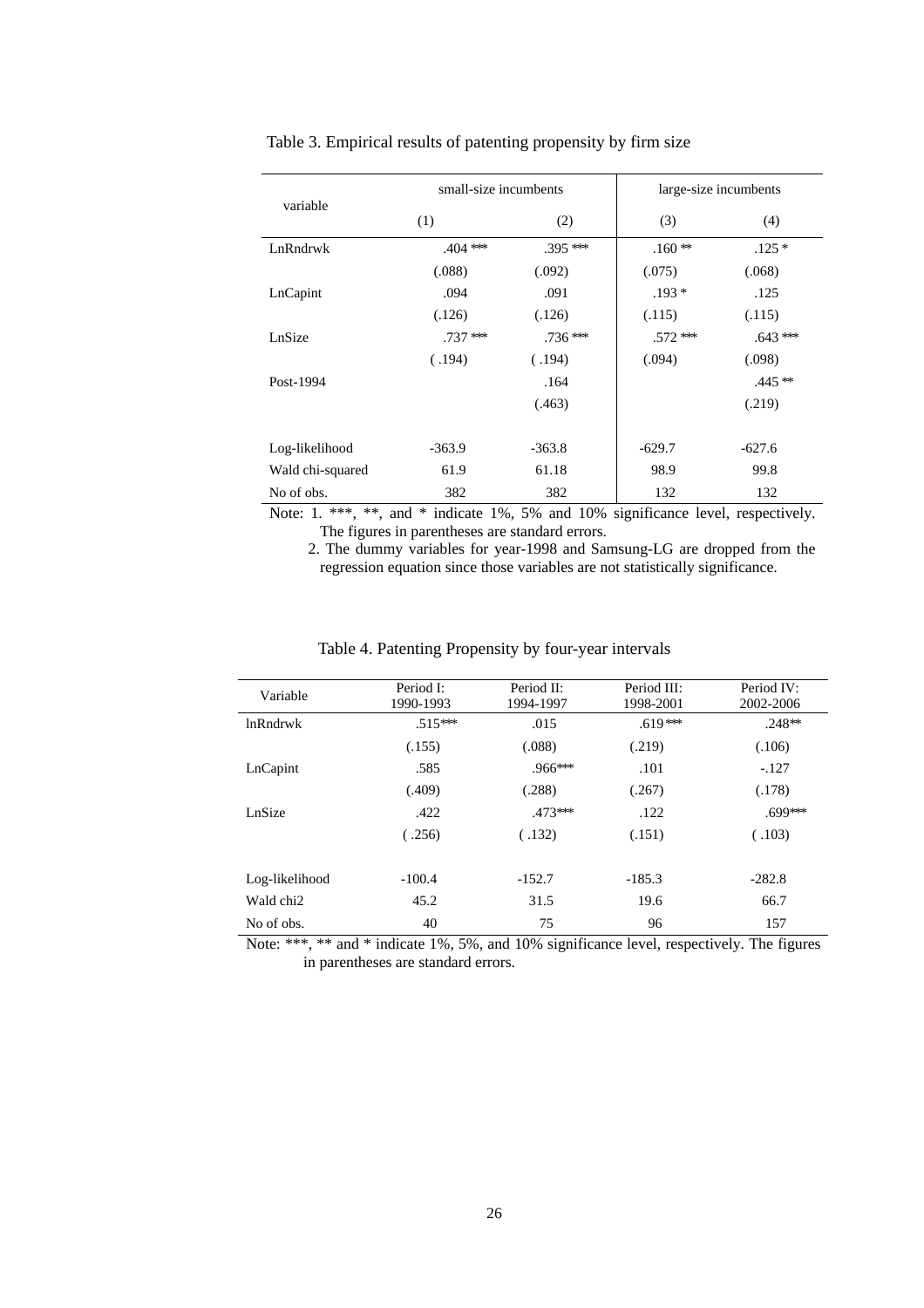Table 3. Empirical results of patenting propensity by firm size

| variable | small-size incumbents | | large-size incumbents | |
|---|---|---|---|---|
| | (1) | (2) | (3) | (4) |
| LnRndrwk | .404 *** | .395 *** | .160 ** | .125 * |
| | (.088) | (.092) | (.075) | (.068) |
| LnCapint | .094 | .091 | .193 * | .125 |
| | (.126) | (.126) | (.115) | (.115) |
| LnSize | .737 *** | .736 *** | .572 *** | .643 *** |
| | ( .194) | ( .194) | (.094) | (.098) |
| Post-1994 | | .164 | | .445 ** |
| | | (.463) | | (.219) |
| Log-likelihood | -363.9 | -363.8 | -629.7 | -627.6 |
| Wald chi-squared | 61.9 | 61.18 | 98.9 | 99.8 |
| No of obs. | 382 | 382 | 132 | 132 |

Note: 1. ***, **, and * indicate 1%, 5% and 10% significance level, respectively. The figures in parentheses are standard errors.

2. The dummy variables for year-1998 and Samsung-LG are dropped from the regression equation since those variables are not statistically significance.

Table 4. Patenting Propensity by four-year intervals

| Variable | Period I: 1990-1993 | Period II: 1994-1997 | Period III: 1998-2001 | Period IV: 2002-2006 |
|---|---|---|---|---|
| lnRndrwk | .515*** | .015 | .619*** | .248** |
| | (.155) | (.088) | (.219) | (.106) |
| LnCapint | .585 | .966*** | .101 | -.127 |
| | (.409) | (.288) | (.267) | (.178) |
| LnSize | .422 | .473*** | .122 | .699*** |
| | ( .256) | ( .132) | (.151) | ( .103) |
| Log-likelihood | -100.4 | -152.7 | -185.3 | -282.8 |
| Wald chi2 | 45.2 | 31.5 | 19.6 | 66.7 |
| No of obs. | 40 | 75 | 96 | 157 |

Note: ***, ** and * indicate 1%, 5%, and 10% significance level, respectively. The figures in parentheses are standard errors.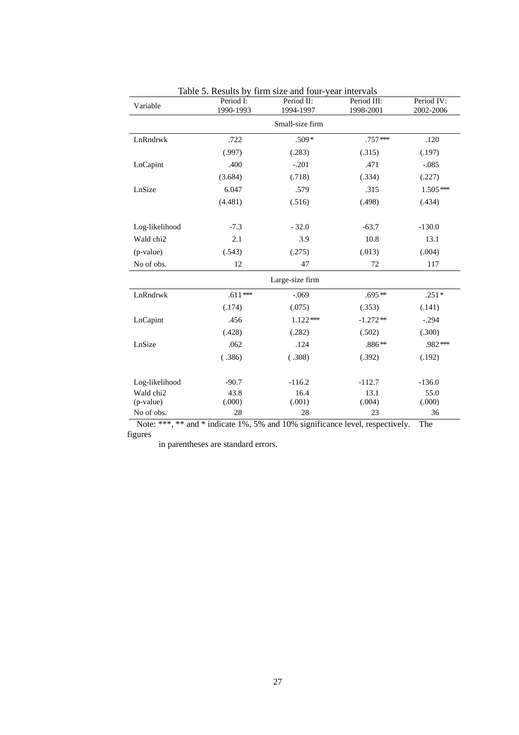Table 5. Results by firm size and four-year intervals

| Variable | Period I: 1990-1993 | Period II: 1994-1997 | Period III: 1998-2001 | Period IV: 2002-2006 |
|---|---|---|---|---|
| | | Small-size firm | | |
| LnRndrwk | .722 | .509* | .757*** | .120 |
| | (.997) | (.283) | (.315) | (.197) |
| LnCapint | .400 | -.201 | .471 | -.085 |
| | (3.684) | (.718) | (.334) | (.227) |
| LnSize | 6.047 | .579 | .315 | 1.505*** |
| | (4.481) | (.516) | (.498) | (.434) |
| Log-likelihood | -7.3 | - 32.0 | -63.7 | -130.0 |
| Wald chi2 | 2.1 | 3.9 | 10.8 | 13.1 |
| (p-value) | (.543) | (.275) | (.013) | (.004) |
| No of obs. | 12 | 47 | 72 | 117 |
| | | Large-size firm | | |
| LnRndrwk | .611*** | -.069 | .695** | .251* |
| | (.174) | (.075) | (.353) | (.141) |
| LnCapint | .456 | 1.122*** | -1.272** | -.294 |
| | (.428) | (.282) | (.502) | (.300) |
| LnSize | .062 | .124 | .886** | .982*** |
| | ( .386) | ( .308) | (.392) | (.192) |
| Log-likelihood | -90.7 | -116.2 | -112.7 | -136.0 |
| Wald chi2 | 43.8 | 16.4 | 13.1 | 55.0 |
| (p-value) | (.000) | (.001) | (.004) | (.000) |
| No of obs. | 28 | 28 | 23 | 36 |

Note: ***, ** and * indicate 1%, 5% and 10% significance level, respectively. The figures in parentheses are standard errors.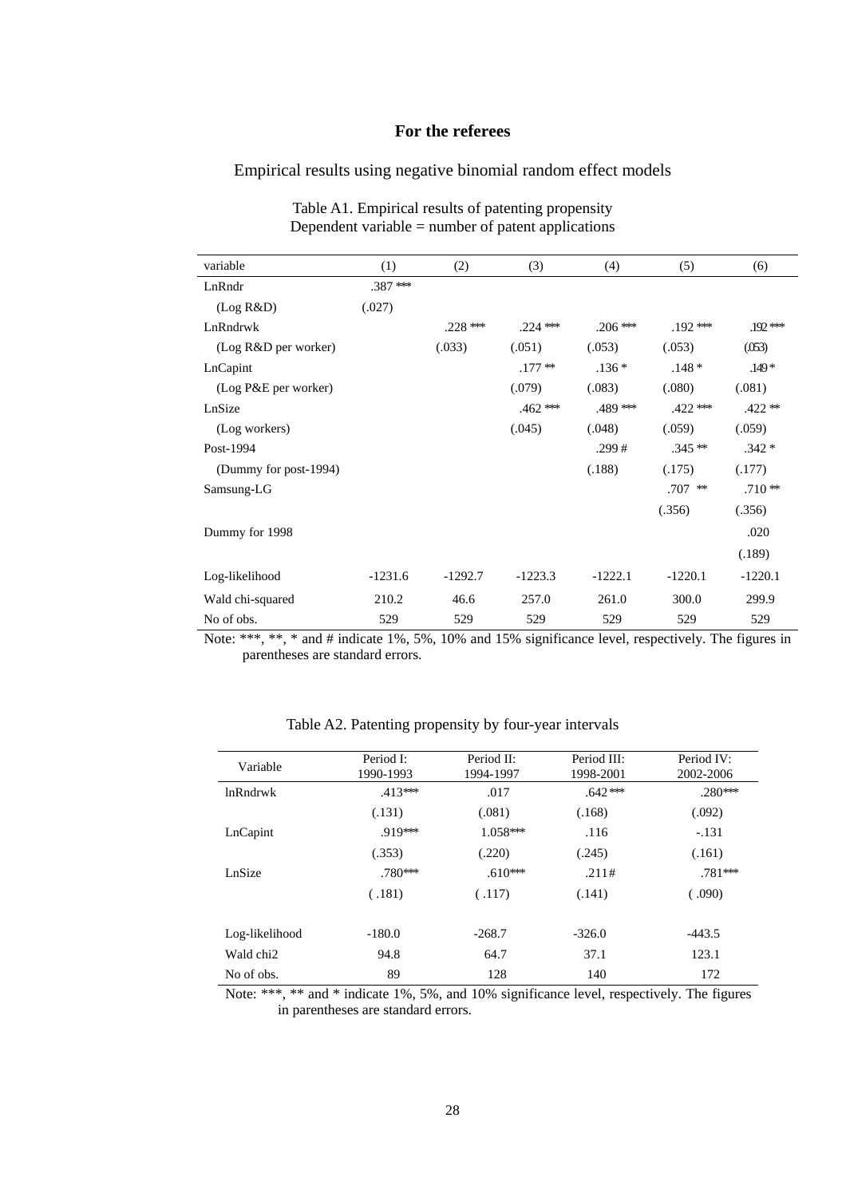**For the referees**

## Empirical results using negative binomial random effect models

Table A1. Empirical results of patenting propensity
Dependent variable = number of patent applications

| variable | (1) | (2) | (3) | (4) | (5) | (6) |
|---|---|---|---|---|---|---|
| LnRndr | .387 *** | | | | | |
| (Log R&D) | (.027) | | | | | |
| LnRndrwk | | .228 *** | .224 *** | .206 *** | .192 *** | .192 *** |
| (Log R&D per worker) | | (.033) | (.051) | (.053) | (.053) | (.053) |
| LnCapint | | | .177 ** | .136 * | .148 * | .149 * |
| (Log P&E per worker) | | | (.079) | (.083) | (.080) | (.081) |
| LnSize | | | .462 *** | .489 *** | .422 *** | .422 ** |
| (Log workers) | | | (.045) | (.048) | (.059) | (.059) |
| Post-1994 | | | | .299 # | .345 ** | .342 * |
| (Dummy for post-1994) | | | | (.188) | (.175) | (.177) |
| Samsung-LG | | | | | .707 ** | .710 ** |
| | | | | | (.356) | (.356) |
| Dummy for 1998 | | | | | | .020 |
| | | | | | | (.189) |
| Log-likelihood | -1231.6 | -1292.7 | -1223.3 | -1222.1 | -1220.1 | -1220.1 |
| Wald chi-squared | 210.2 | 46.6 | 257.0 | 261.0 | 300.0 | 299.9 |
| No of obs. | 529 | 529 | 529 | 529 | 529 | 529 |

Note: ***, **, * and # indicate 1%, 5%, 10% and 15% significance level, respectively. The figures in parentheses are standard errors.

Table A2. Patenting propensity by four-year intervals

| Variable | Period I: 1990-1993 | Period II: 1994-1997 | Period III: 1998-2001 | Period IV: 2002-2006 |
|---|---|---|---|---|
| lnRndrwk | .413*** | .017 | .642*** | .280*** |
| | (.131) | (.081) | (.168) | (.092) |
| LnCapint | .919*** | 1.058*** | .116 | -.131 |
| | (.353) | (.220) | (.245) | (.161) |
| LnSize | .780*** | .610*** | .211# | .781*** |
| | (.181) | (.117) | (.141) | (.090) |
| Log-likelihood | -180.0 | -268.7 | -326.0 | -443.5 |
| Wald chi2 | 94.8 | 64.7 | 37.1 | 123.1 |
| No of obs. | 89 | 128 | 140 | 172 |

Note: ***, ** and * indicate 1%, 5%, and 10% significance level, respectively. The figures in parentheses are standard errors.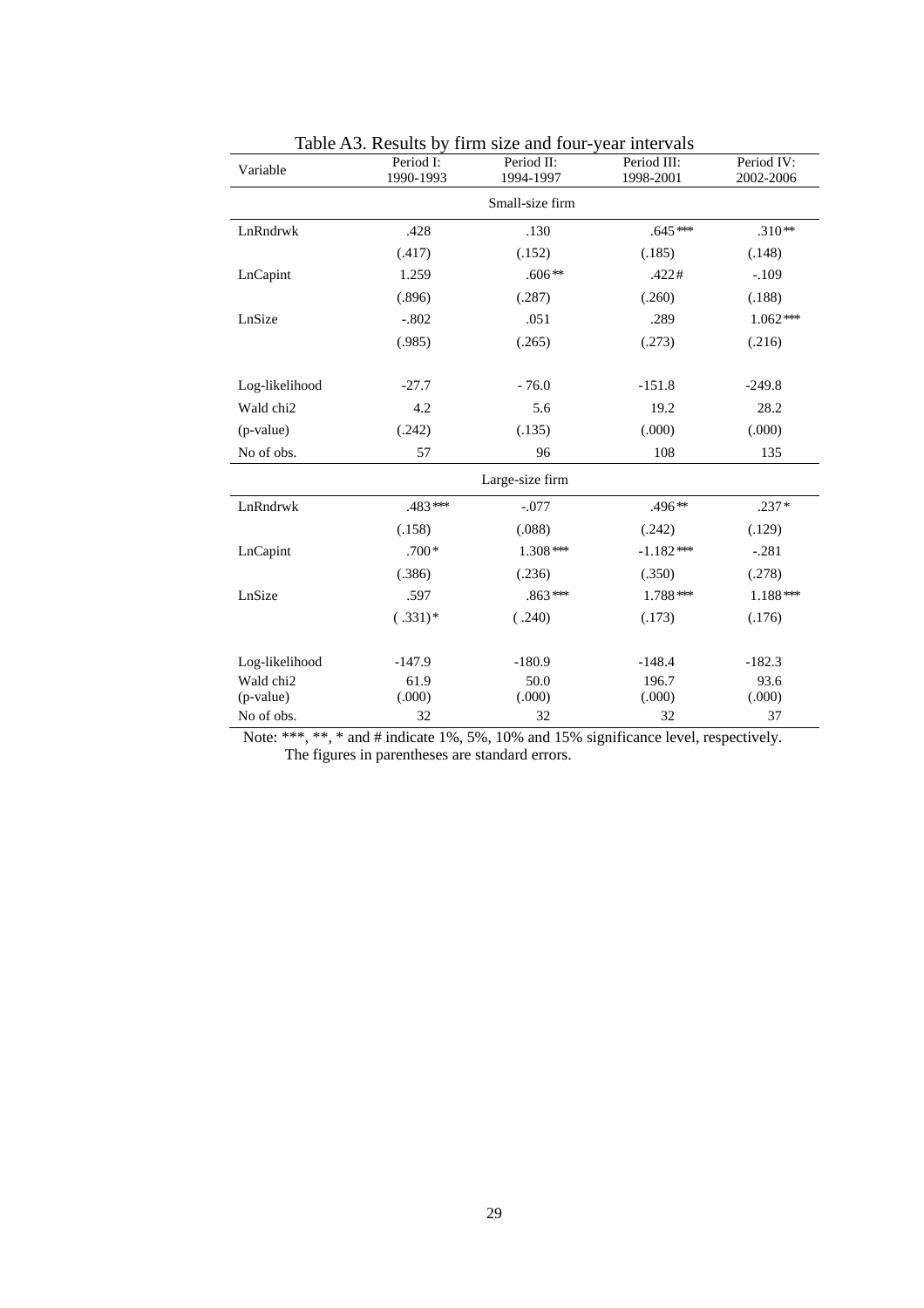Table A3. Results by firm size and four-year intervals

| Variable | Period I: 1990-1993 | Period II: 1994-1997 | Period III: 1998-2001 | Period IV: 2002-2006 |
|---|---|---|---|---|
| | | Small-size firm | | |
| LnRndrwk | .428 | .130 | .645*** | .310** |
| | (.417) | (.152) | (.185) | (.148) |
| LnCapint | 1.259 | .606** | .422# | -.109 |
| | (.896) | (.287) | (.260) | (.188) |
| LnSize | -.802 | .051 | .289 | 1.062*** |
| | (.985) | (.265) | (.273) | (.216) |
| Log-likelihood | -27.7 | - 76.0 | -151.8 | -249.8 |
| Wald chi2 | 4.2 | 5.6 | 19.2 | 28.2 |
| (p-value) | (.242) | (.135) | (.000) | (.000) |
| No of obs. | 57 | 96 | 108 | 135 |
| | | Large-size firm | | |
| LnRndrwk | .483*** | -.077 | .496** | .237* |
| | (.158) | (.088) | (.242) | (.129) |
| LnCapint | .700* | 1.308*** | -1.182*** | -.281 |
| | (.386) | (.236) | (.350) | (.278) |
| LnSize | .597 | .863*** | 1.788*** | 1.188*** |
| | ( .331)* | ( .240) | (.173) | (.176) |
| Log-likelihood | -147.9 | -180.9 | -148.4 | -182.3 |
| Wald chi2 | 61.9 | 50.0 | 196.7 | 93.6 |
| (p-value) | (.000) | (.000) | (.000) | (.000) |
| No of obs. | 32 | 32 | 32 | 37 |

Note: ***, **, * and # indicate 1%, 5%, 10% and 15% significance level, respectively. The figures in parentheses are standard errors.